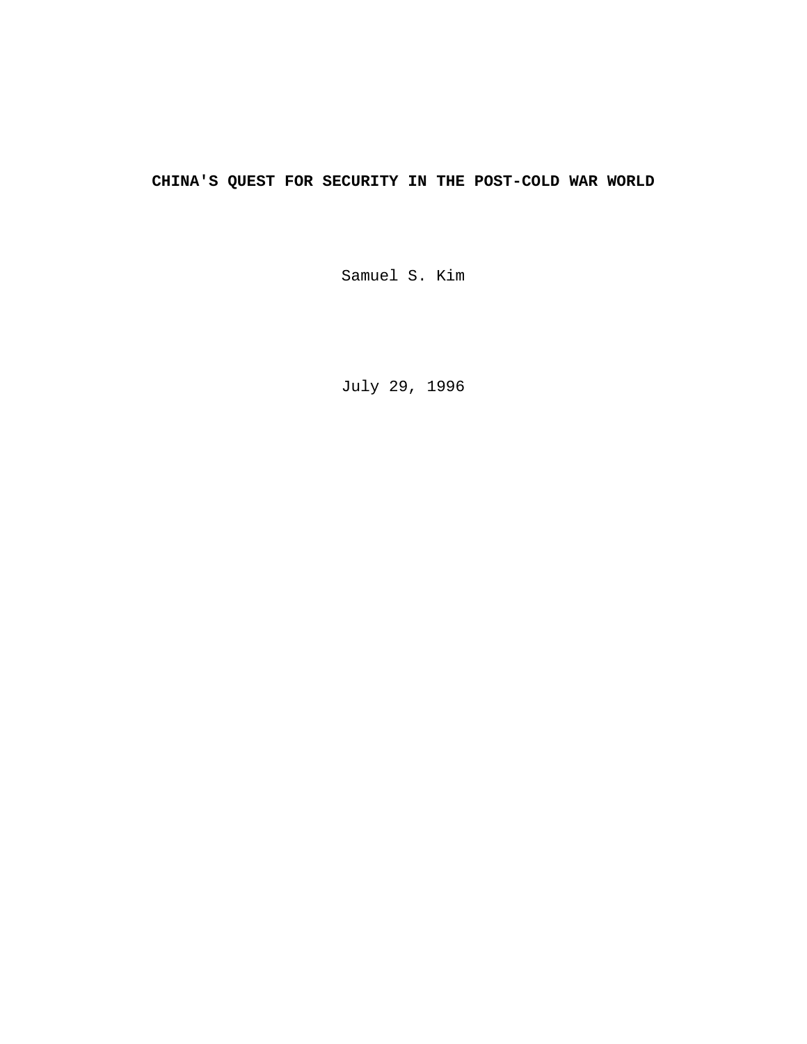# CHINA'S QUEST FOR SECURITY IN THE POST-COLD WAR WORLD

Samuel S. Kim

July 29, 1996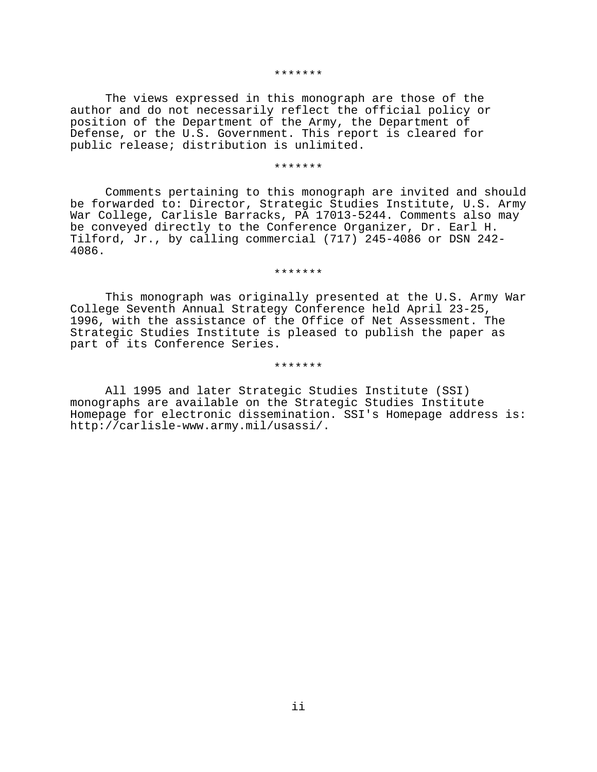*******

The views expressed in this monograph are those of the author and do not necessarily reflect the official policy or position of the Department of the Army, the Department of Defense, or the U.S. Government. This report is cleared for public release; distribution is unlimited.

*******

Comments pertaining to this monograph are invited and should be forwarded to: Director, Strategic Studies Institute, U.S. Army War College, Carlisle Barracks, PA 17013-5244. Comments also may be conveyed directly to the Conference Organizer, Dr. Earl H. Tilford, Jr., by calling commercial (717) 245-4086 or DSN 242-4086.

*******

This monograph was originally presented at the U.S. Army War College Seventh Annual Strategy Conference held April 23-25, 1996, with the assistance of the Office of Net Assessment. The Strategic Studies Institute is pleased to publish the paper as part of its Conference Series.

*******

All 1995 and later Strategic Studies Institute (SSI) monographs are available on the Strategic Studies Institute Homepage for electronic dissemination. SSI's Homepage address is: http://carlisle-www.army.mil/usassi/.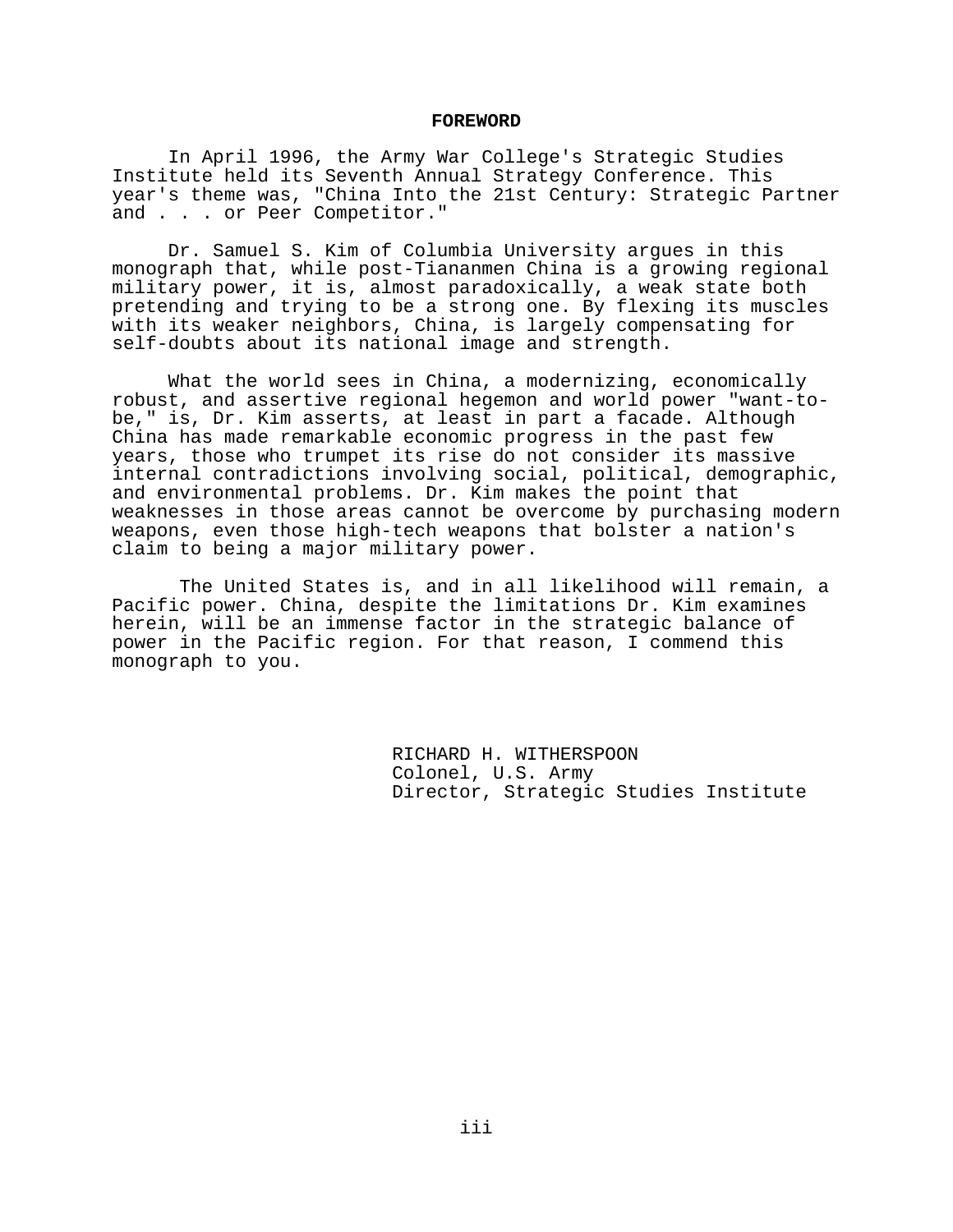# FOREWORD

In April 1996, the Army War College's Strategic Studies Institute held its Seventh Annual Strategy Conference. This year's theme was, "China Into the 21st Century: Strategic Partner and . . . or Peer Competitor."

Dr. Samuel S. Kim of Columbia University argues in this monograph that, while post-Tiananmen China is a growing regional military power, it is, almost paradoxically, a weak state both pretending and trying to be a strong one. By flexing its muscles with its weaker neighbors, China, is largely compensating for self-doubts about its national image and strength.

What the world sees in China, a modernizing, economically robust, and assertive regional hegemon and world power "want-to-be," is, Dr. Kim asserts, at least in part a facade. Although China has made remarkable economic progress in the past few years, those who trumpet its rise do not consider its massive internal contradictions involving social, political, demographic, and environmental problems. Dr. Kim makes the point that weaknesses in those areas cannot be overcome by purchasing modern weapons, even those high-tech weapons that bolster a nation's claim to being a major military power.

The United States is, and in all likelihood will remain, a Pacific power. China, despite the limitations Dr. Kim examines herein, will be an immense factor in the strategic balance of power in the Pacific region. For that reason, I commend this monograph to you.

RICHARD H. WITHERSPOON  
Colonel, U.S. Army  
Director, Strategic Studies Institute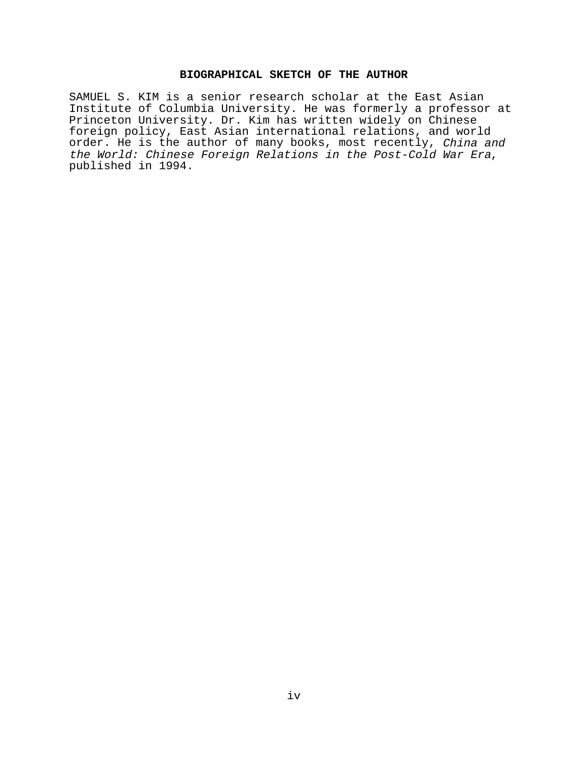## BIOGRAPHICAL SKETCH OF THE AUTHOR

SAMUEL S. KIM is a senior research scholar at the East Asian Institute of Columbia University. He was formerly a professor at Princeton University. Dr. Kim has written widely on Chinese foreign policy, East Asian international relations, and world order. He is the author of many books, most recently, *China and the World: Chinese Foreign Relations in the Post-Cold War Era*, published in 1994.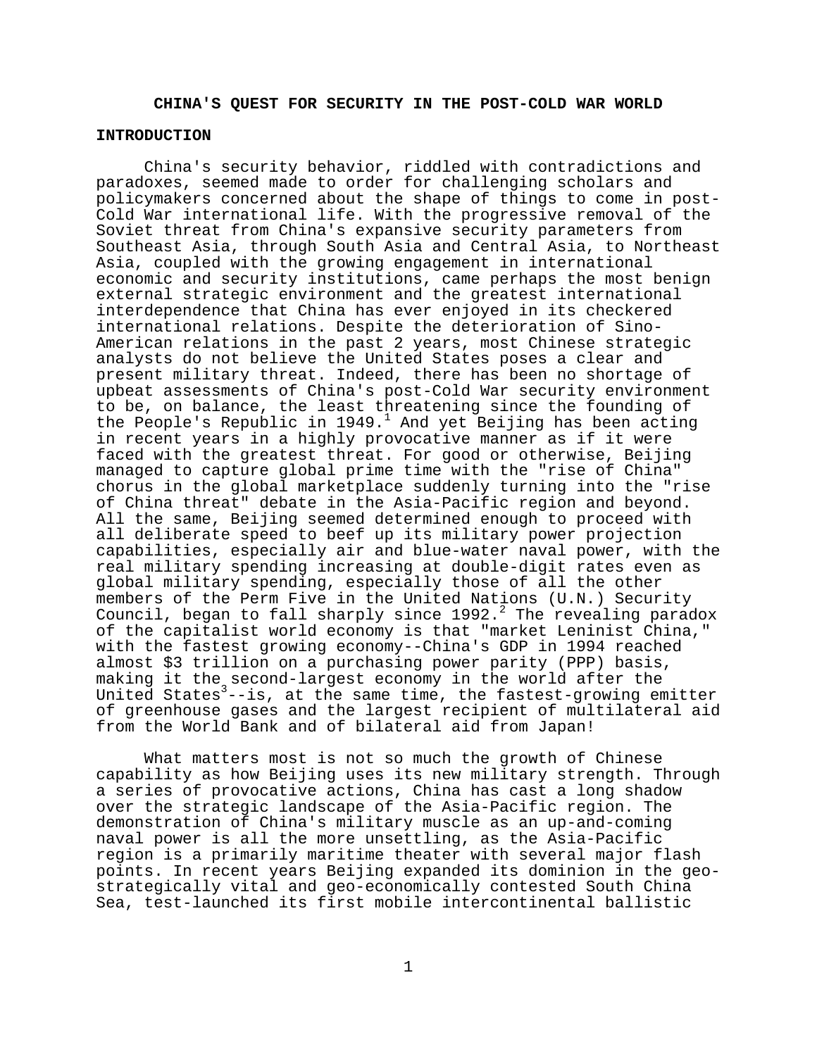# CHINA'S QUEST FOR SECURITY IN THE POST-COLD WAR WORLD

## INTRODUCTION

China's security behavior, riddled with contradictions and paradoxes, seemed made to order for challenging scholars and policymakers concerned about the shape of things to come in post-Cold War international life. With the progressive removal of the Soviet threat from China's expansive security parameters from Southeast Asia, through South Asia and Central Asia, to Northeast Asia, coupled with the growing engagement in international economic and security institutions, came perhaps the most benign external strategic environment and the greatest international interdependence that China has ever enjoyed in its checkered international relations. Despite the deterioration of Sino-American relations in the past 2 years, most Chinese strategic analysts do not believe the United States poses a clear and present military threat. Indeed, there has been no shortage of upbeat assessments of China's post-Cold War security environment to be, on balance, the least threatening since the founding of the People's Republic in 1949.[1] And yet Beijing has been acting in recent years in a highly provocative manner as if it were faced with the greatest threat. For good or otherwise, Beijing managed to capture global prime time with the "rise of China" chorus in the global marketplace suddenly turning into the "rise of China threat" debate in the Asia-Pacific region and beyond. All the same, Beijing seemed determined enough to proceed with all deliberate speed to beef up its military power projection capabilities, especially air and blue-water naval power, with the real military spending increasing at double-digit rates even as global military spending, especially those of all the other members of the Perm Five in the United Nations (U.N.) Security Council, began to fall sharply since 1992.[2] The revealing paradox of the capitalist world economy is that "market Leninist China," with the fastest growing economy--China's GDP in 1994 reached almost \$3 trillion on a purchasing power parity (PPP) basis, making it the second-largest economy in the world after the United States[3]--is, at the same time, the fastest-growing emitter of greenhouse gases and the largest recipient of multilateral aid from the World Bank and of bilateral aid from Japan!

What matters most is not so much the growth of Chinese capability as how Beijing uses its new military strength. Through a series of provocative actions, China has cast a long shadow over the strategic landscape of the Asia-Pacific region. The demonstration of China's military muscle as an up-and-coming naval power is all the more unsettling, as the Asia-Pacific region is a primarily maritime theater with several major flash points. In recent years Beijing expanded its dominion in the geo-strategically vital and geo-economically contested South China Sea, test-launched its first mobile intercontinental ballistic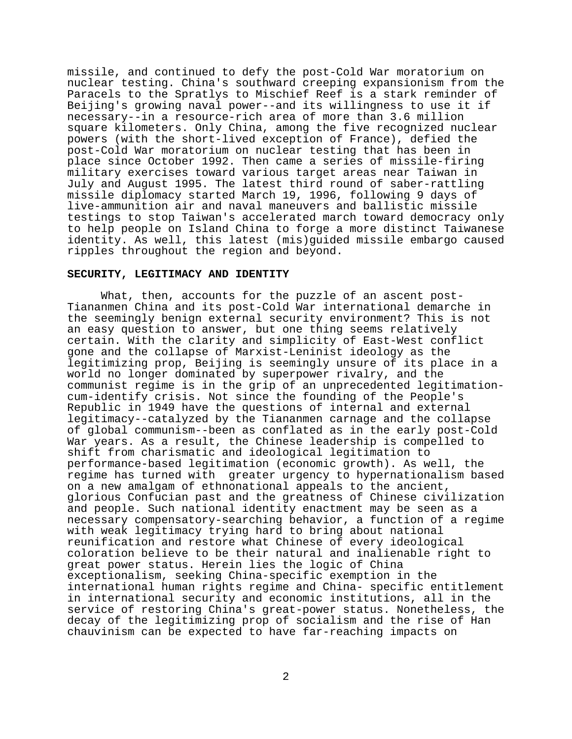missile, and continued to defy the post-Cold War moratorium on nuclear testing. China's southward creeping expansionism from the Paracels to the Spratlys to Mischief Reef is a stark reminder of Beijing's growing naval power--and its willingness to use it if necessary--in a resource-rich area of more than 3.6 million square kilometers. Only China, among the five recognized nuclear powers (with the short-lived exception of France), defied the post-Cold War moratorium on nuclear testing that has been in place since October 1992. Then came a series of missile-firing military exercises toward various target areas near Taiwan in July and August 1995. The latest third round of saber-rattling missile diplomacy started March 19, 1996, following 9 days of live-ammunition air and naval maneuvers and ballistic missile testings to stop Taiwan's accelerated march toward democracy only to help people on Island China to forge a more distinct Taiwanese identity. As well, this latest (mis)guided missile embargo caused ripples throughout the region and beyond.

**SECURITY, LEGITIMACY AND IDENTITY**

What, then, accounts for the puzzle of an ascent post-Tiananmen China and its post-Cold War international demarche in the seemingly benign external security environment? This is not an easy question to answer, but one thing seems relatively certain. With the clarity and simplicity of East-West conflict gone and the collapse of Marxist-Leninist ideology as the legitimizing prop, Beijing is seemingly unsure of its place in a world no longer dominated by superpower rivalry, and the communist regime is in the grip of an unprecedented legitimation-cum-identify crisis. Not since the founding of the People's Republic in 1949 have the questions of internal and external legitimacy--catalyzed by the Tiananmen carnage and the collapse of global communism--been as conflated as in the early post-Cold War years. As a result, the Chinese leadership is compelled to shift from charismatic and ideological legitimation to performance-based legitimation (economic growth). As well, the regime has turned with greater urgency to hypernationalism based on a new amalgam of ethnonational appeals to the ancient, glorious Confucian past and the greatness of Chinese civilization and people. Such national identity enactment may be seen as a necessary compensatory-searching behavior, a function of a regime with weak legitimacy trying hard to bring about national reunification and restore what Chinese of every ideological coloration believe to be their natural and inalienable right to great power status. Herein lies the logic of China exceptionalism, seeking China-specific exemption in the international human rights regime and China- specific entitlement in international security and economic institutions, all in the service of restoring China's great-power status. Nonetheless, the decay of the legitimizing prop of socialism and the rise of Han chauvinism can be expected to have far-reaching impacts on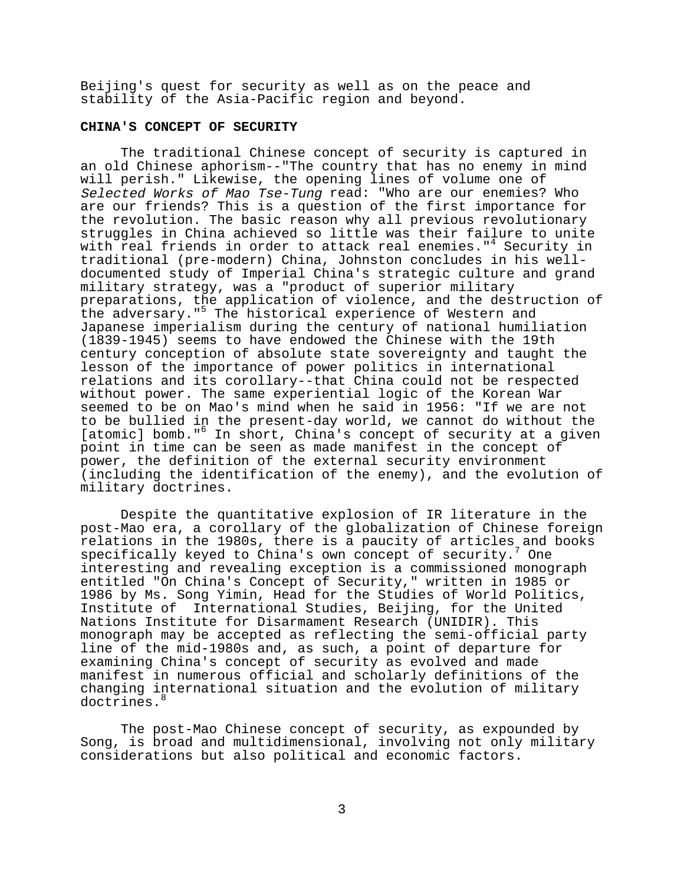Beijing's quest for security as well as on the peace and stability of the Asia-Pacific region and beyond.

**CHINA'S CONCEPT OF SECURITY**

The traditional Chinese concept of security is captured in an old Chinese aphorism--"The country that has no enemy in mind will perish." Likewise, the opening lines of volume one of *Selected Works of Mao Tse-Tung* read: "Who are our enemies? Who are our friends? This is a question of the first importance for the revolution. The basic reason why all previous revolutionary struggles in China achieved so little was their failure to unite with real friends in order to attack real enemies."[4] Security in traditional (pre-modern) China, Johnston concludes in his well-documented study of Imperial China's strategic culture and grand military strategy, was a "product of superior military preparations, the application of violence, and the destruction of the adversary."[5] The historical experience of Western and Japanese imperialism during the century of national humiliation (1839-1945) seems to have endowed the Chinese with the 19th century conception of absolute state sovereignty and taught the lesson of the importance of power politics in international relations and its corollary--that China could not be respected without power. The same experiential logic of the Korean War seemed to be on Mao's mind when he said in 1956: "If we are not to be bullied in the present-day world, we cannot do without the [atomic] bomb."[6] In short, China's concept of security at a given point in time can be seen as made manifest in the concept of power, the definition of the external security environment (including the identification of the enemy), and the evolution of military doctrines.

Despite the quantitative explosion of IR literature in the post-Mao era, a corollary of the globalization of Chinese foreign relations in the 1980s, there is a paucity of articles and books specifically keyed to China's own concept of security.[7] One interesting and revealing exception is a commissioned monograph entitled "On China's Concept of Security," written in 1985 or 1986 by Ms. Song Yimin, Head for the Studies of World Politics, Institute of International Studies, Beijing, for the United Nations Institute for Disarmament Research (UNIDIR). This monograph may be accepted as reflecting the semi-official party line of the mid-1980s and, as such, a point of departure for examining China's concept of security as evolved and made manifest in numerous official and scholarly definitions of the changing international situation and the evolution of military doctrines.[8]

The post-Mao Chinese concept of security, as expounded by Song, is broad and multidimensional, involving not only military considerations but also political and economic factors.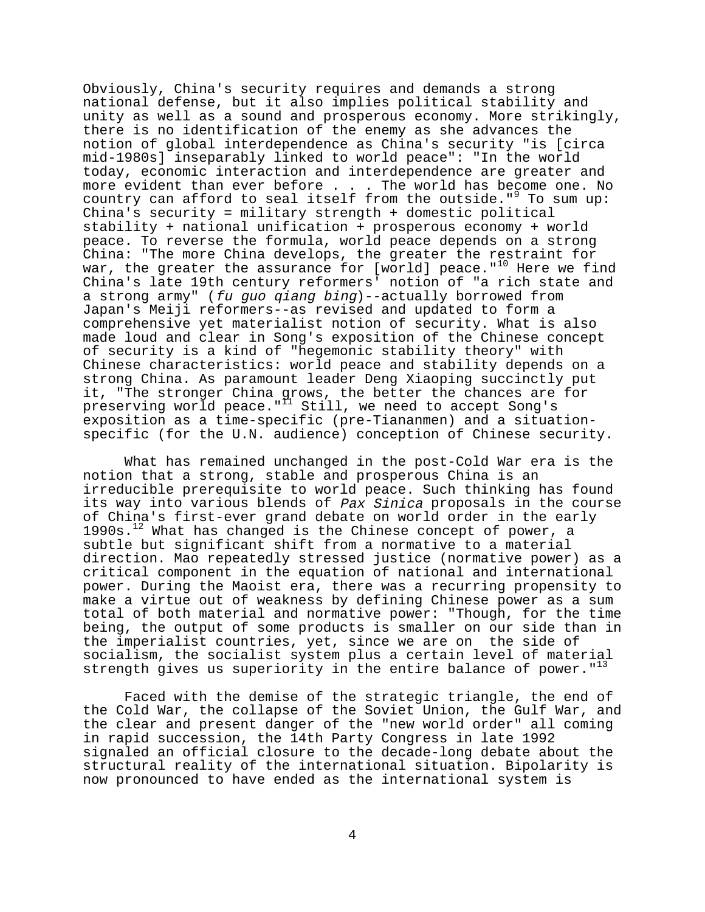Obviously, China's security requires and demands a strong national defense, but it also implies political stability and unity as well as a sound and prosperous economy. More strikingly, there is no identification of the enemy as she advances the notion of global interdependence as China's security "is [circa mid-1980s] inseparably linked to world peace": "In the world today, economic interaction and interdependence are greater and more evident than ever before . . . The world has become one. No country can afford to seal itself from the outside."[9] To sum up: China's security = military strength + domestic political stability + national unification + prosperous economy + world peace. To reverse the formula, world peace depends on a strong China: "The more China develops, the greater the restraint for war, the greater the assurance for [world] peace."[10] Here we find China's late 19th century reformers' notion of "a rich state and a strong army" (*fu guo qiang bing*)--actually borrowed from Japan's Meiji reformers--as revised and updated to form a comprehensive yet materialist notion of security. What is also made loud and clear in Song's exposition of the Chinese concept of security is a kind of "hegemonic stability theory" with Chinese characteristics: world peace and stability depends on a strong China. As paramount leader Deng Xiaoping succinctly put it, "The stronger China grows, the better the chances are for preserving world peace."[11] Still, we need to accept Song's exposition as a time-specific (pre-Tiananmen) and a situation-specific (for the U.N. audience) conception of Chinese security.

What has remained unchanged in the post-Cold War era is the notion that a strong, stable and prosperous China is an irreducible prerequisite to world peace. Such thinking has found its way into various blends of *Pax Sinica* proposals in the course of China's first-ever grand debate on world order in the early 1990s.[12] What has changed is the Chinese concept of power, a subtle but significant shift from a normative to a material direction. Mao repeatedly stressed justice (normative power) as a critical component in the equation of national and international power. During the Maoist era, there was a recurring propensity to make a virtue out of weakness by defining Chinese power as a sum total of both material and normative power: "Though, for the time being, the output of some products is smaller on our side than in the imperialist countries, yet, since we are on the side of socialism, the socialist system plus a certain level of material strength gives us superiority in the entire balance of power."[13]

Faced with the demise of the strategic triangle, the end of the Cold War, the collapse of the Soviet Union, the Gulf War, and the clear and present danger of the "new world order" all coming in rapid succession, the 14th Party Congress in late 1992 signaled an official closure to the decade-long debate about the structural reality of the international situation. Bipolarity is now pronounced to have ended as the international system is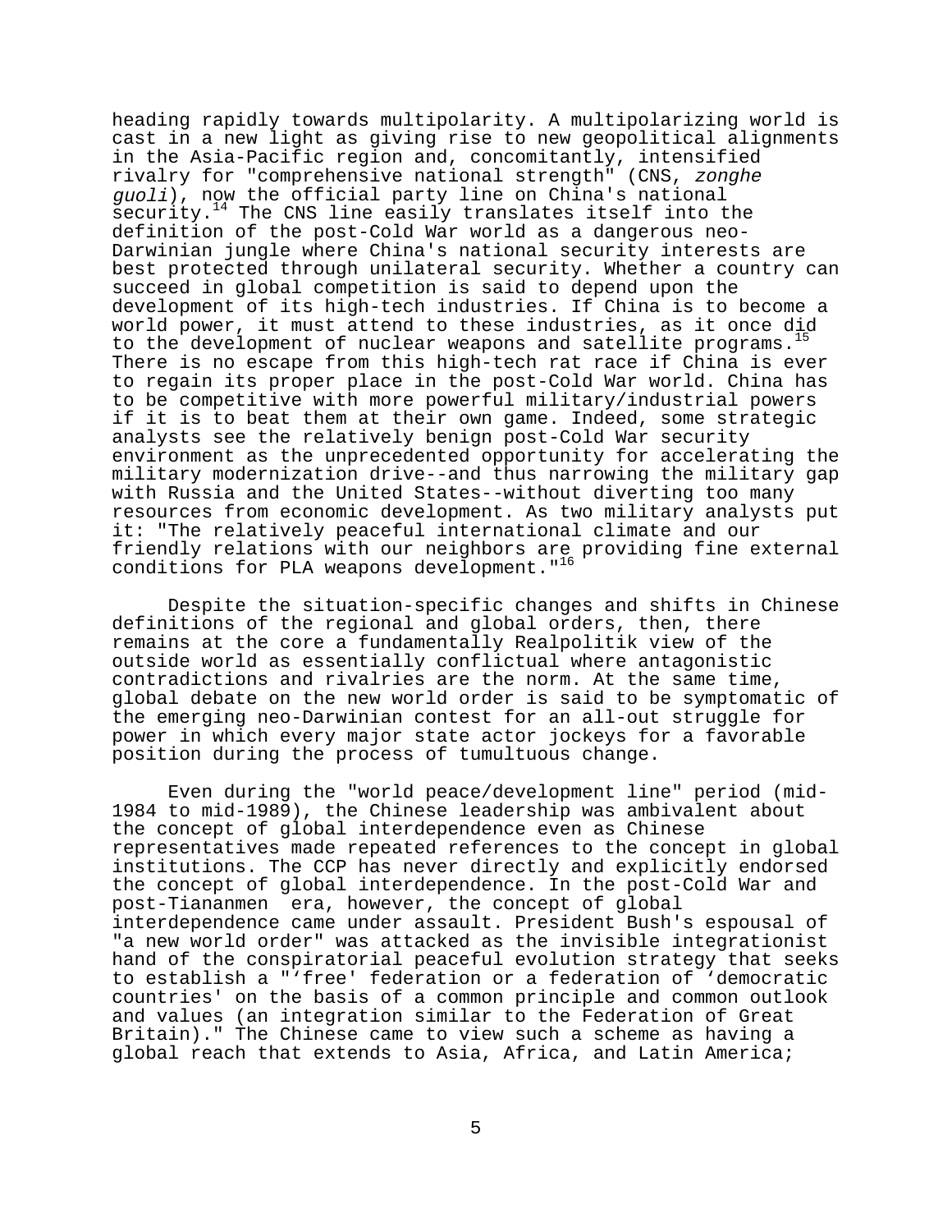heading rapidly towards multipolarity. A multipolarizing world is cast in a new light as giving rise to new geopolitical alignments in the Asia-Pacific region and, concomitantly, intensified rivalry for "comprehensive national strength" (CNS, *zonghe guoli*), now the official party line on China's national security.[14] The CNS line easily translates itself into the definition of the post-Cold War world as a dangerous neo-Darwinian jungle where China's national security interests are best protected through unilateral security. Whether a country can succeed in global competition is said to depend upon the development of its high-tech industries. If China is to become a world power, it must attend to these industries, as it once did to the development of nuclear weapons and satellite programs.[15] There is no escape from this high-tech rat race if China is ever to regain its proper place in the post-Cold War world. China has to be competitive with more powerful military/industrial powers if it is to beat them at their own game. Indeed, some strategic analysts see the relatively benign post-Cold War security environment as the unprecedented opportunity for accelerating the military modernization drive--and thus narrowing the military gap with Russia and the United States--without diverting too many resources from economic development. As two military analysts put it: "The relatively peaceful international climate and our friendly relations with our neighbors are providing fine external conditions for PLA weapons development."[16]

Despite the situation-specific changes and shifts in Chinese definitions of the regional and global orders, then, there remains at the core a fundamentally Realpolitik view of the outside world as essentially conflictual where antagonistic contradictions and rivalries are the norm. At the same time, global debate on the new world order is said to be symptomatic of the emerging neo-Darwinian contest for an all-out struggle for power in which every major state actor jockeys for a favorable position during the process of tumultuous change.

Even during the "world peace/development line" period (mid-1984 to mid-1989), the Chinese leadership was ambivalent about the concept of global interdependence even as Chinese representatives made repeated references to the concept in global institutions. The CCP has never directly and explicitly endorsed the concept of global interdependence. In the post-Cold War and post-Tiananmen era, however, the concept of global interdependence came under assault. President Bush's espousal of "a new world order" was attacked as the invisible integrationist hand of the conspiratorial peaceful evolution strategy that seeks to establish a "'free' federation or a federation of 'democratic countries' on the basis of a common principle and common outlook and values (an integration similar to the Federation of Great Britain)." The Chinese came to view such a scheme as having a global reach that extends to Asia, Africa, and Latin America;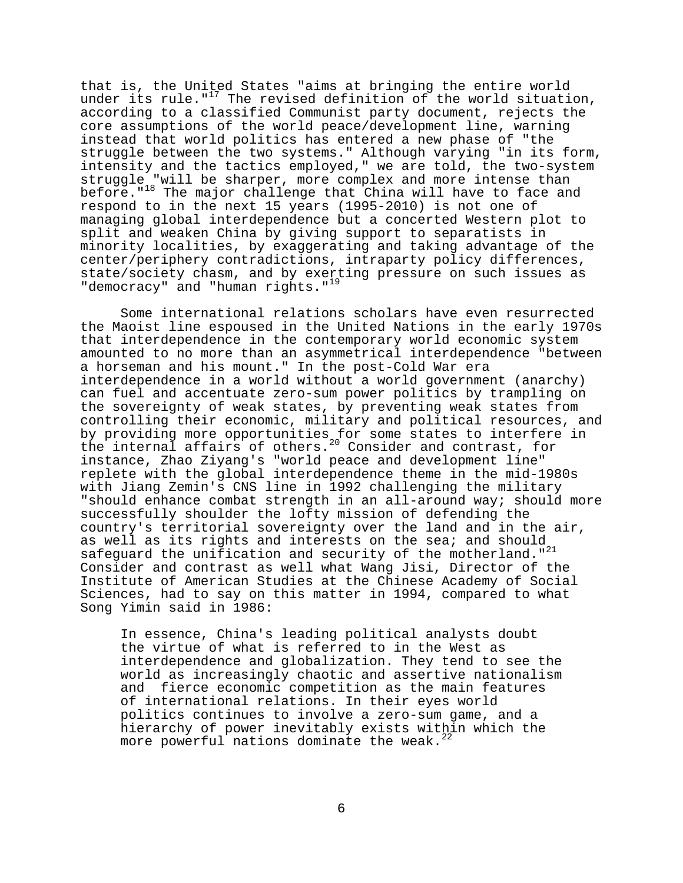that is, the United States "aims at bringing the entire world under its rule."[17] The revised definition of the world situation, according to a classified Communist party document, rejects the core assumptions of the world peace/development line, warning instead that world politics has entered a new phase of "the struggle between the two systems." Although varying "in its form, intensity and the tactics employed," we are told, the two-system struggle "will be sharper, more complex and more intense than before."[18] The major challenge that China will have to face and respond to in the next 15 years (1995-2010) is not one of managing global interdependence but a concerted Western plot to split and weaken China by giving support to separatists in minority localities, by exaggerating and taking advantage of the center/periphery contradictions, intraparty policy differences, state/society chasm, and by exerting pressure on such issues as "democracy" and "human rights."[19]

Some international relations scholars have even resurrected the Maoist line espoused in the United Nations in the early 1970s that interdependence in the contemporary world economic system amounted to no more than an asymmetrical interdependence "between a horseman and his mount." In the post-Cold War era interdependence in a world without a world government (anarchy) can fuel and accentuate zero-sum power politics by trampling on the sovereignty of weak states, by preventing weak states from controlling their economic, military and political resources, and by providing more opportunities for some states to interfere in the internal affairs of others.[20] Consider and contrast, for instance, Zhao Ziyang's "world peace and development line" replete with the global interdependence theme in the mid-1980s with Jiang Zemin's CNS line in 1992 challenging the military "should enhance combat strength in an all-around way; should more successfully shoulder the lofty mission of defending the country's territorial sovereignty over the land and in the air, as well as its rights and interests on the sea; and should safeguard the unification and security of the motherland."[21] Consider and contrast as well what Wang Jisi, Director of the Institute of American Studies at the Chinese Academy of Social Sciences, had to say on this matter in 1994, compared to what Song Yimin said in 1986:

> In essence, China's leading political analysts doubt the virtue of what is referred to in the West as interdependence and globalization. They tend to see the world as increasingly chaotic and assertive nationalism and fierce economic competition as the main features of international relations. In their eyes world politics continues to involve a zero-sum game, and a hierarchy of power inevitably exists within which the more powerful nations dominate the weak.[22]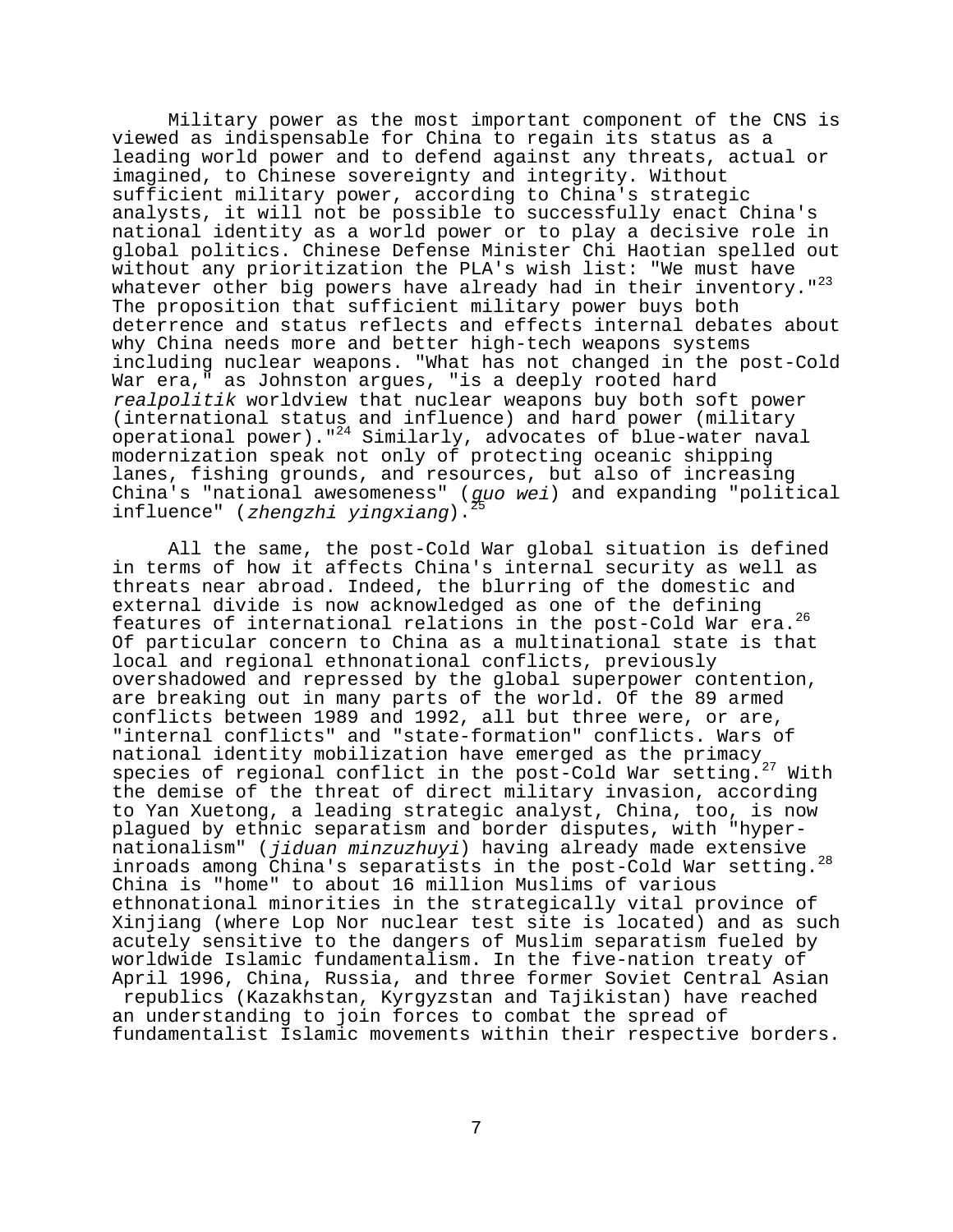Military power as the most important component of the CNS is viewed as indispensable for China to regain its status as a leading world power and to defend against any threats, actual or imagined, to Chinese sovereignty and integrity. Without sufficient military power, according to China's strategic analysts, it will not be possible to successfully enact China's national identity as a world power or to play a decisive role in global politics. Chinese Defense Minister Chi Haotian spelled out without any prioritization the PLA's wish list: "We must have whatever other big powers have already had in their inventory."[23] The proposition that sufficient military power buys both deterrence and status reflects and effects internal debates about why China needs more and better high-tech weapons systems including nuclear weapons. "What has not changed in the post-Cold War era," as Johnston argues, "is a deeply rooted hard *realpolitik* worldview that nuclear weapons buy both soft power (international status and influence) and hard power (military operational power)."[24] Similarly, advocates of blue-water naval modernization speak not only of protecting oceanic shipping lanes, fishing grounds, and resources, but also of increasing China's "national awesomeness" (*guo wei*) and expanding "political influence" (*zhengzhi yingxiang*).[25]

All the same, the post-Cold War global situation is defined in terms of how it affects China's internal security as well as threats near abroad. Indeed, the blurring of the domestic and external divide is now acknowledged as one of the defining features of international relations in the post-Cold War era.[26] Of particular concern to China as a multinational state is that local and regional ethnonational conflicts, previously overshadowed and repressed by the global superpower contention, are breaking out in many parts of the world. Of the 89 armed conflicts between 1989 and 1992, all but three were, or are, "internal conflicts" and "state-formation" conflicts. Wars of national identity mobilization have emerged as the primacy species of regional conflict in the post-Cold War setting.[27] With the demise of the threat of direct military invasion, according to Yan Xuetong, a leading strategic analyst, China, too, is now plagued by ethnic separatism and border disputes, with "hyper-nationalism" (*jiduan minzuzhuyi*) having already made extensive inroads among China's separatists in the post-Cold War setting.[28] China is "home" to about 16 million Muslims of various ethnonational minorities in the strategically vital province of Xinjiang (where Lop Nor nuclear test site is located) and as such acutely sensitive to the dangers of Muslim separatism fueled by worldwide Islamic fundamentalism. In the five-nation treaty of April 1996, China, Russia, and three former Soviet Central Asian republics (Kazakhstan, Kyrgyzstan and Tajikistan) have reached an understanding to join forces to combat the spread of fundamentalist Islamic movements within their respective borders.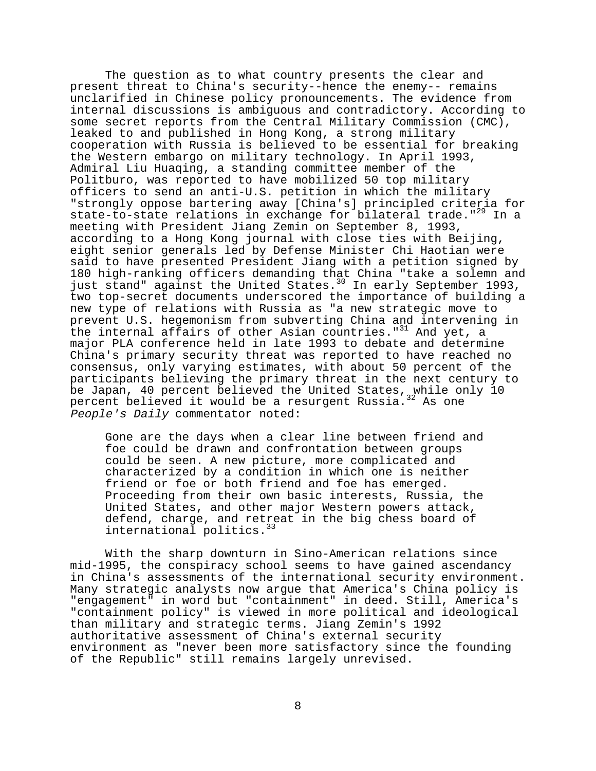The question as to what country presents the clear and present threat to China's security--hence the enemy-- remains unclarified in Chinese policy pronouncements. The evidence from internal discussions is ambiguous and contradictory. According to some secret reports from the Central Military Commission (CMC), leaked to and published in Hong Kong, a strong military cooperation with Russia is believed to be essential for breaking the Western embargo on military technology. In April 1993, Admiral Liu Huaqing, a standing committee member of the Politburo, was reported to have mobilized 50 top military officers to send an anti-U.S. petition in which the military "strongly oppose bartering away [China's] principled criteria for state-to-state relations in exchange for bilateral trade."[29] In a meeting with President Jiang Zemin on September 8, 1993, according to a Hong Kong journal with close ties with Beijing, eight senior generals led by Defense Minister Chi Haotian were said to have presented President Jiang with a petition signed by 180 high-ranking officers demanding that China "take a solemn and just stand" against the United States.[30] In early September 1993, two top-secret documents underscored the importance of building a new type of relations with Russia as "a new strategic move to prevent U.S. hegemonism from subverting China and intervening in the internal affairs of other Asian countries."[31] And yet, a major PLA conference held in late 1993 to debate and determine China's primary security threat was reported to have reached no consensus, only varying estimates, with about 50 percent of the participants believing the primary threat in the next century to be Japan, 40 percent believed the United States, while only 10 percent believed it would be a resurgent Russia.[32] As one *People's Daily* commentator noted:

> Gone are the days when a clear line between friend and foe could be drawn and confrontation between groups could be seen. A new picture, more complicated and characterized by a condition in which one is neither friend or foe or both friend and foe has emerged. Proceeding from their own basic interests, Russia, the United States, and other major Western powers attack, defend, charge, and retreat in the big chess board of international politics.[33]

With the sharp downturn in Sino-American relations since mid-1995, the conspiracy school seems to have gained ascendancy in China's assessments of the international security environment. Many strategic analysts now argue that America's China policy is "engagement" in word but "containment" in deed. Still, America's "containment policy" is viewed in more political and ideological than military and strategic terms. Jiang Zemin's 1992 authoritative assessment of China's external security environment as "never been more satisfactory since the founding of the Republic" still remains largely unrevised.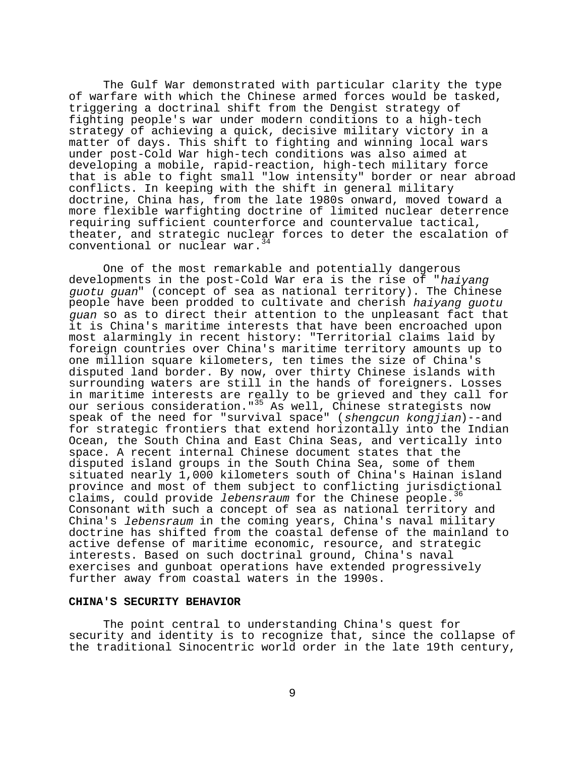The Gulf War demonstrated with particular clarity the type of warfare with which the Chinese armed forces would be tasked, triggering a doctrinal shift from the Dengist strategy of fighting people's war under modern conditions to a high-tech strategy of achieving a quick, decisive military victory in a matter of days. This shift to fighting and winning local wars under post-Cold War high-tech conditions was also aimed at developing a mobile, rapid-reaction, high-tech military force that is able to fight small "low intensity" border or near abroad conflicts. In keeping with the shift in general military doctrine, China has, from the late 1980s onward, moved toward a more flexible warfighting doctrine of limited nuclear deterrence requiring sufficient counterforce and countervalue tactical, theater, and strategic nuclear forces to deter the escalation of conventional or nuclear war.[34]

One of the most remarkable and potentially dangerous developments in the post-Cold War era is the rise of "*haiyang guotu guan*" (concept of sea as national territory). The Chinese people have been prodded to cultivate and cherish *haiyang guotu guan* so as to direct their attention to the unpleasant fact that it is China's maritime interests that have been encroached upon most alarmingly in recent history: "Territorial claims laid by foreign countries over China's maritime territory amounts up to one million square kilometers, ten times the size of China's disputed land border. By now, over thirty Chinese islands with surrounding waters are still in the hands of foreigners. Losses in maritime interests are really to be grieved and they call for our serious consideration."[35] As well, Chinese strategists now speak of the need for "survival space" (*shengcun kongjian*)--and for strategic frontiers that extend horizontally into the Indian Ocean, the South China and East China Seas, and vertically into space. A recent internal Chinese document states that the disputed island groups in the South China Sea, some of them situated nearly 1,000 kilometers south of China's Hainan island province and most of them subject to conflicting jurisdictional claims, could provide *lebensraum* for the Chinese people.[36] Consonant with such a concept of sea as national territory and China's *lebensraum* in the coming years, China's naval military doctrine has shifted from the coastal defense of the mainland to active defense of maritime economic, resource, and strategic interests. Based on such doctrinal ground, China's naval exercises and gunboat operations have extended progressively further away from coastal waters in the 1990s.

## CHINA'S SECURITY BEHAVIOR

The point central to understanding China's quest for security and identity is to recognize that, since the collapse of the traditional Sinocentric world order in the late 19th century,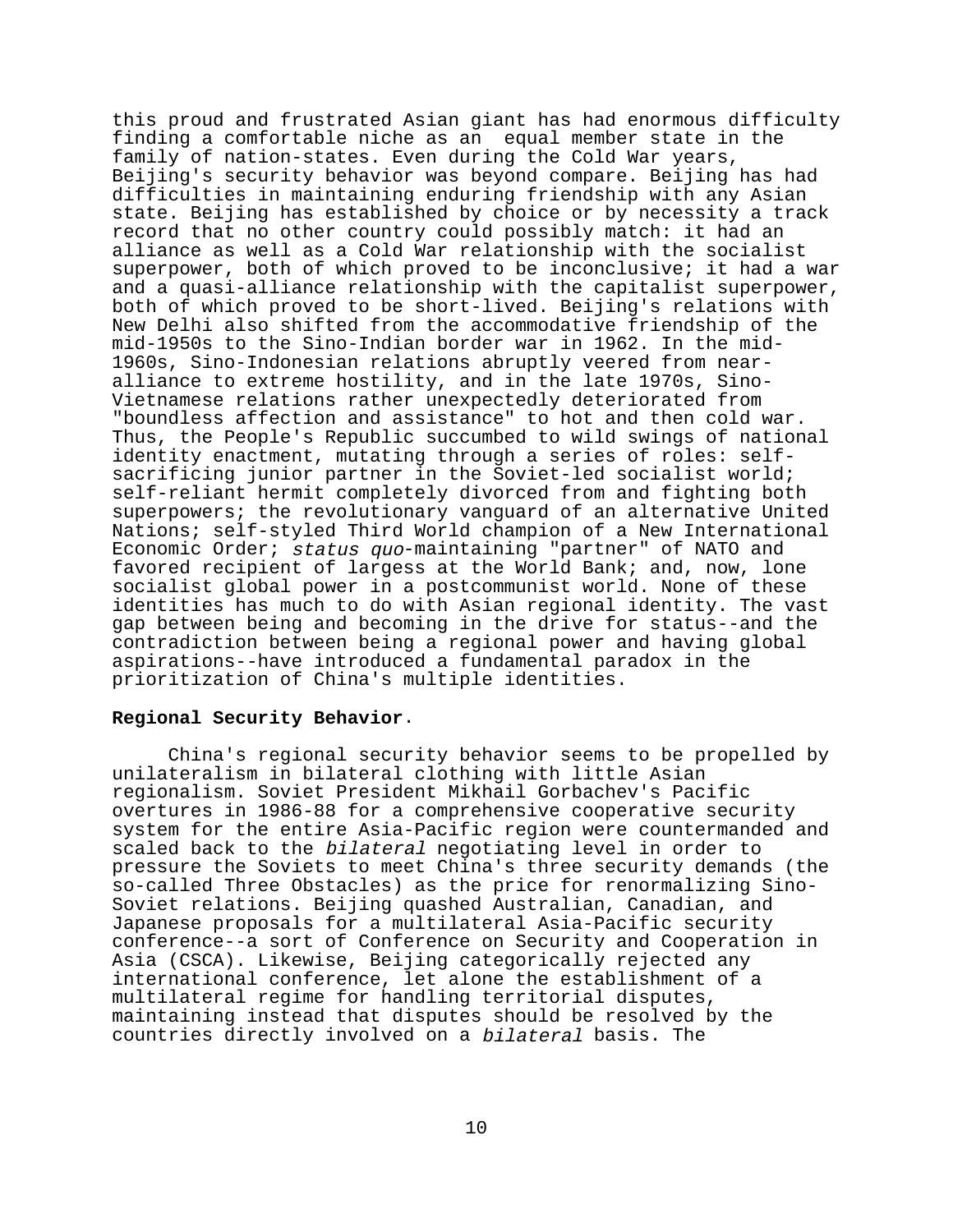this proud and frustrated Asian giant has had enormous difficulty finding a comfortable niche as an equal member state in the family of nation-states. Even during the Cold War years, Beijing's security behavior was beyond compare. Beijing has had difficulties in maintaining enduring friendship with any Asian state. Beijing has established by choice or by necessity a track record that no other country could possibly match: it had an alliance as well as a Cold War relationship with the socialist superpower, both of which proved to be inconclusive; it had a war and a quasi-alliance relationship with the capitalist superpower, both of which proved to be short-lived. Beijing's relations with New Delhi also shifted from the accommodative friendship of the mid-1950s to the Sino-Indian border war in 1962. In the mid-1960s, Sino-Indonesian relations abruptly veered from near-alliance to extreme hostility, and in the late 1970s, Sino-Vietnamese relations rather unexpectedly deteriorated from "boundless affection and assistance" to hot and then cold war. Thus, the People's Republic succumbed to wild swings of national identity enactment, mutating through a series of roles: self-sacrificing junior partner in the Soviet-led socialist world; self-reliant hermit completely divorced from and fighting both superpowers; the revolutionary vanguard of an alternative United Nations; self-styled Third World champion of a New International Economic Order; *status quo*-maintaining "partner" of NATO and favored recipient of largess at the World Bank; and, now, lone socialist global power in a postcommunist world. None of these identities has much to do with Asian regional identity. The vast gap between being and becoming in the drive for status--and the contradiction between being a regional power and having global aspirations--have introduced a fundamental paradox in the prioritization of China's multiple identities.

**Regional Security Behavior**.

China's regional security behavior seems to be propelled by unilateralism in bilateral clothing with little Asian regionalism. Soviet President Mikhail Gorbachev's Pacific overtures in 1986-88 for a comprehensive cooperative security system for the entire Asia-Pacific region were countermanded and scaled back to the *bilateral* negotiating level in order to pressure the Soviets to meet China's three security demands (the so-called Three Obstacles) as the price for renormalizing Sino-Soviet relations. Beijing quashed Australian, Canadian, and Japanese proposals for a multilateral Asia-Pacific security conference--a sort of Conference on Security and Cooperation in Asia (CSCA). Likewise, Beijing categorically rejected any international conference, let alone the establishment of a multilateral regime for handling territorial disputes, maintaining instead that disputes should be resolved by the countries directly involved on a *bilateral* basis. The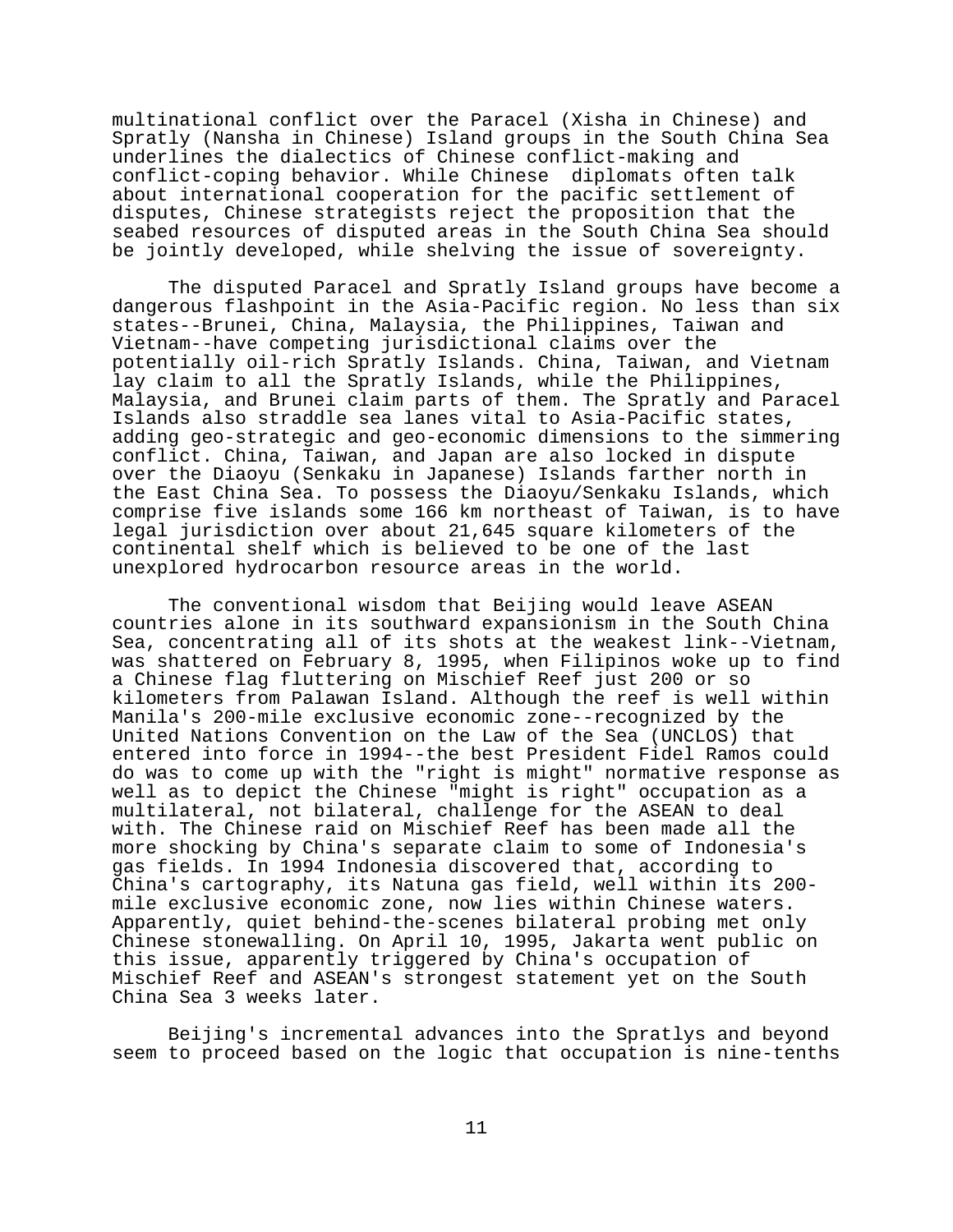multinational conflict over the Paracel (Xisha in Chinese) and Spratly (Nansha in Chinese) Island groups in the South China Sea underlines the dialectics of Chinese conflict-making and conflict-coping behavior. While Chinese diplomats often talk about international cooperation for the pacific settlement of disputes, Chinese strategists reject the proposition that the seabed resources of disputed areas in the South China Sea should be jointly developed, while shelving the issue of sovereignty.

The disputed Paracel and Spratly Island groups have become a dangerous flashpoint in the Asia-Pacific region. No less than six states--Brunei, China, Malaysia, the Philippines, Taiwan and Vietnam--have competing jurisdictional claims over the potentially oil-rich Spratly Islands. China, Taiwan, and Vietnam lay claim to all the Spratly Islands, while the Philippines, Malaysia, and Brunei claim parts of them. The Spratly and Paracel Islands also straddle sea lanes vital to Asia-Pacific states, adding geo-strategic and geo-economic dimensions to the simmering conflict. China, Taiwan, and Japan are also locked in dispute over the Diaoyu (Senkaku in Japanese) Islands farther north in the East China Sea. To possess the Diaoyu/Senkaku Islands, which comprise five islands some 166 km northeast of Taiwan, is to have legal jurisdiction over about 21,645 square kilometers of the continental shelf which is believed to be one of the last unexplored hydrocarbon resource areas in the world.

The conventional wisdom that Beijing would leave ASEAN countries alone in its southward expansionism in the South China Sea, concentrating all of its shots at the weakest link--Vietnam, was shattered on February 8, 1995, when Filipinos woke up to find a Chinese flag fluttering on Mischief Reef just 200 or so kilometers from Palawan Island. Although the reef is well within Manila's 200-mile exclusive economic zone--recognized by the United Nations Convention on the Law of the Sea (UNCLOS) that entered into force in 1994--the best President Fidel Ramos could do was to come up with the "right is might" normative response as well as to depict the Chinese "might is right" occupation as a multilateral, not bilateral, challenge for the ASEAN to deal with. The Chinese raid on Mischief Reef has been made all the more shocking by China's separate claim to some of Indonesia's gas fields. In 1994 Indonesia discovered that, according to China's cartography, its Natuna gas field, well within its 200-mile exclusive economic zone, now lies within Chinese waters. Apparently, quiet behind-the-scenes bilateral probing met only Chinese stonewalling. On April 10, 1995, Jakarta went public on this issue, apparently triggered by China's occupation of Mischief Reef and ASEAN's strongest statement yet on the South China Sea 3 weeks later.

Beijing's incremental advances into the Spratlys and beyond seem to proceed based on the logic that occupation is nine-tenths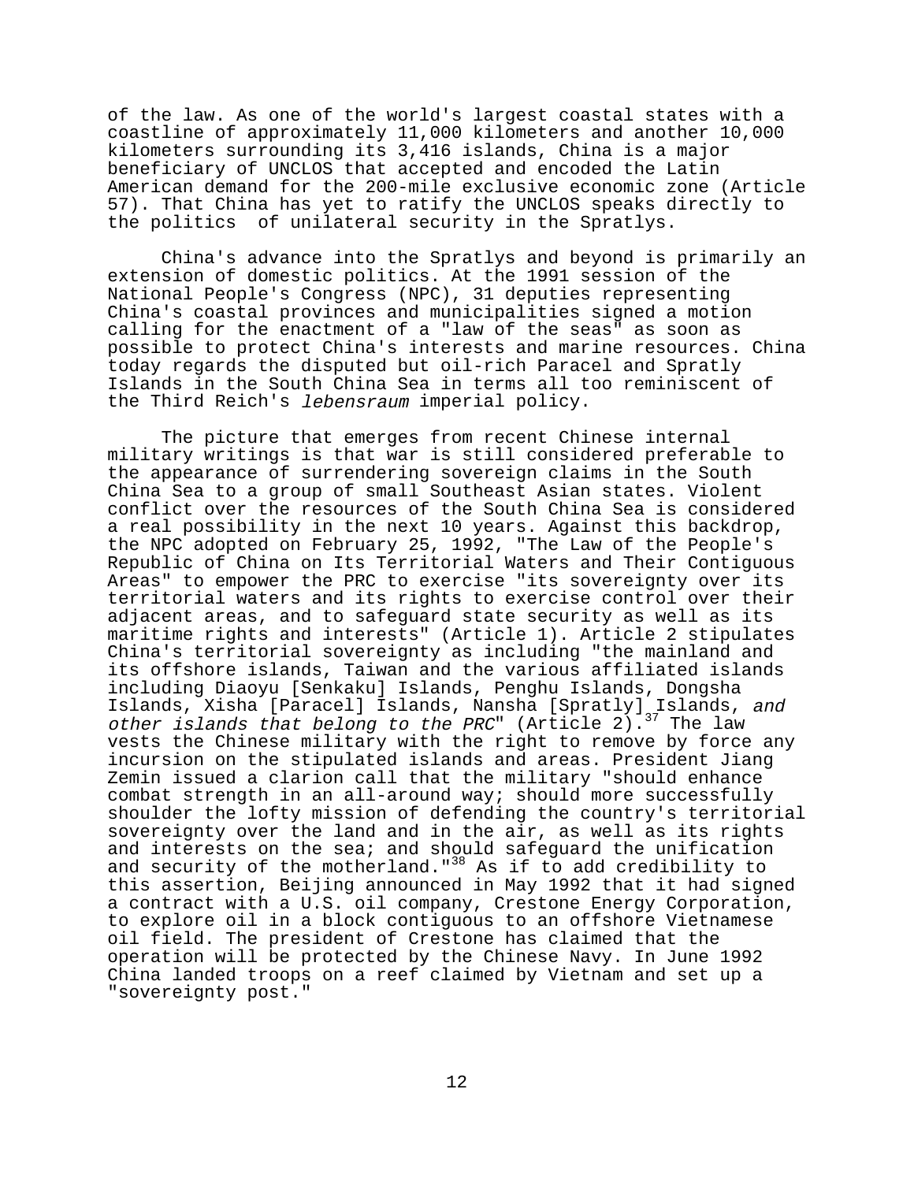of the law. As one of the world's largest coastal states with a coastline of approximately 11,000 kilometers and another 10,000 kilometers surrounding its 3,416 islands, China is a major beneficiary of UNCLOS that accepted and encoded the Latin American demand for the 200-mile exclusive economic zone (Article 57). That China has yet to ratify the UNCLOS speaks directly to the politics of unilateral security in the Spratlys.

China's advance into the Spratlys and beyond is primarily an extension of domestic politics. At the 1991 session of the National People's Congress (NPC), 31 deputies representing China's coastal provinces and municipalities signed a motion calling for the enactment of a "law of the seas" as soon as possible to protect China's interests and marine resources. China today regards the disputed but oil-rich Paracel and Spratly Islands in the South China Sea in terms all too reminiscent of the Third Reich's *lebensraum* imperial policy.

The picture that emerges from recent Chinese internal military writings is that war is still considered preferable to the appearance of surrendering sovereign claims in the South China Sea to a group of small Southeast Asian states. Violent conflict over the resources of the South China Sea is considered a real possibility in the next 10 years. Against this backdrop, the NPC adopted on February 25, 1992, "The Law of the People's Republic of China on Its Territorial Waters and Their Contiguous Areas" to empower the PRC to exercise "its sovereignty over its territorial waters and its rights to exercise control over their adjacent areas, and to safeguard state security as well as its maritime rights and interests" (Article 1). Article 2 stipulates China's territorial sovereignty as including "the mainland and its offshore islands, Taiwan and the various affiliated islands including Diaoyu [Senkaku] Islands, Penghu Islands, Dongsha Islands, Xisha [Paracel] Islands, Nansha [Spratly] Islands, *and other islands that belong to the PRC*" (Article 2).[37] The law vests the Chinese military with the right to remove by force any incursion on the stipulated islands and areas. President Jiang Zemin issued a clarion call that the military "should enhance combat strength in an all-around way; should more successfully shoulder the lofty mission of defending the country's territorial sovereignty over the land and in the air, as well as its rights and interests on the sea; and should safeguard the unification and security of the motherland."[38] As if to add credibility to this assertion, Beijing announced in May 1992 that it had signed a contract with a U.S. oil company, Crestone Energy Corporation, to explore oil in a block contiguous to an offshore Vietnamese oil field. The president of Crestone has claimed that the operation will be protected by the Chinese Navy. In June 1992 China landed troops on a reef claimed by Vietnam and set up a "sovereignty post."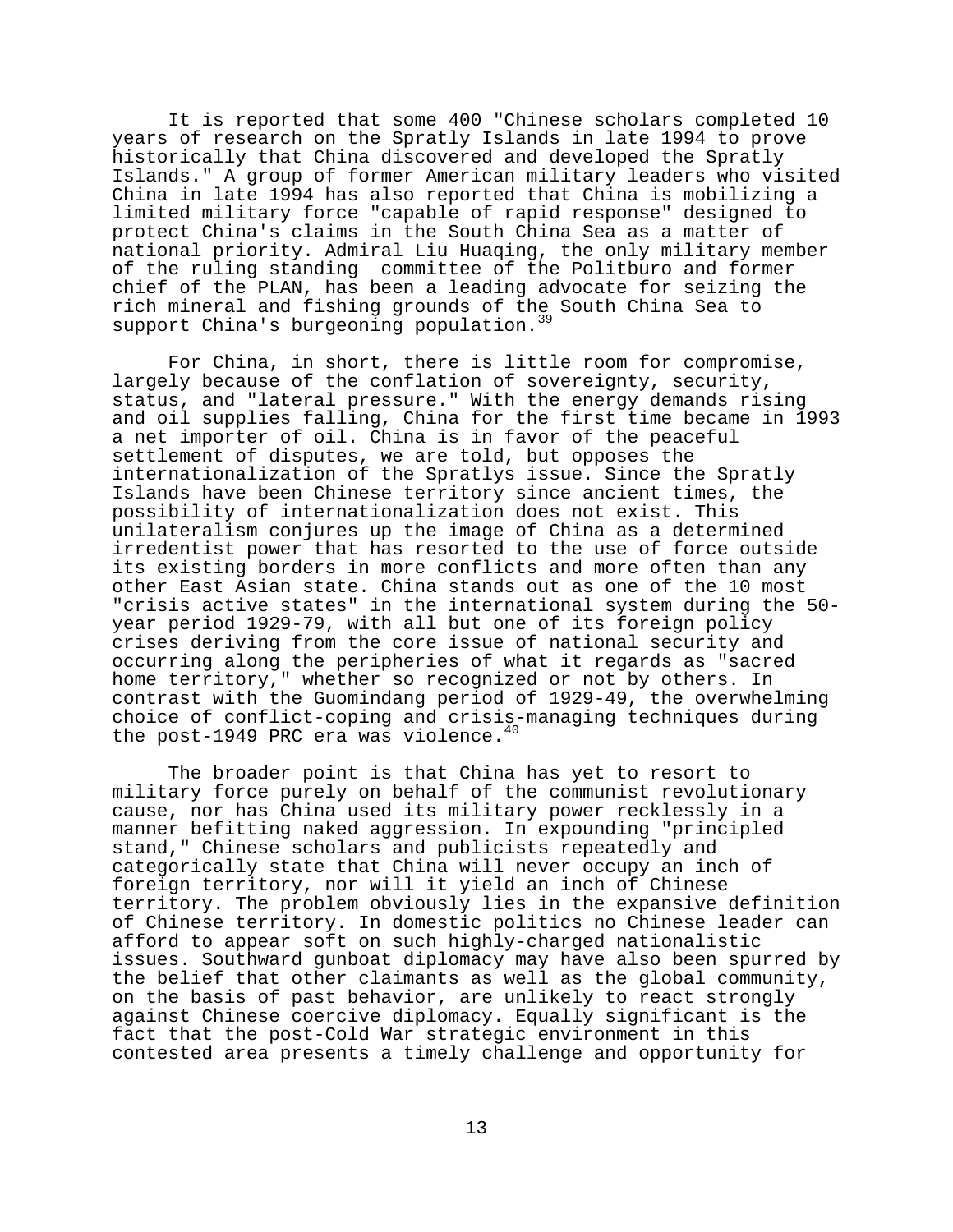It is reported that some 400 "Chinese scholars completed 10 years of research on the Spratly Islands in late 1994 to prove historically that China discovered and developed the Spratly Islands." A group of former American military leaders who visited China in late 1994 has also reported that China is mobilizing a limited military force "capable of rapid response" designed to protect China's claims in the South China Sea as a matter of national priority. Admiral Liu Huaqing, the only military member of the ruling standing committee of the Politburo and former chief of the PLAN, has been a leading advocate for seizing the rich mineral and fishing grounds of the South China Sea to support China's burgeoning population.[39]

For China, in short, there is little room for compromise, largely because of the conflation of sovereignty, security, status, and "lateral pressure." With the energy demands rising and oil supplies falling, China for the first time became in 1993 a net importer of oil. China is in favor of the peaceful settlement of disputes, we are told, but opposes the internationalization of the Spratlys issue. Since the Spratly Islands have been Chinese territory since ancient times, the possibility of internationalization does not exist. This unilateralism conjures up the image of China as a determined irredentist power that has resorted to the use of force outside its existing borders in more conflicts and more often than any other East Asian state. China stands out as one of the 10 most "crisis active states" in the international system during the 50-year period 1929-79, with all but one of its foreign policy crises deriving from the core issue of national security and occurring along the peripheries of what it regards as "sacred home territory," whether so recognized or not by others. In contrast with the Guomindang period of 1929-49, the overwhelming choice of conflict-coping and crisis-managing techniques during the post-1949 PRC era was violence.[40]

The broader point is that China has yet to resort to military force purely on behalf of the communist revolutionary cause, nor has China used its military power recklessly in a manner befitting naked aggression. In expounding "principled stand," Chinese scholars and publicists repeatedly and categorically state that China will never occupy an inch of foreign territory, nor will it yield an inch of Chinese territory. The problem obviously lies in the expansive definition of Chinese territory. In domestic politics no Chinese leader can afford to appear soft on such highly-charged nationalistic issues. Southward gunboat diplomacy may have also been spurred by the belief that other claimants as well as the global community, on the basis of past behavior, are unlikely to react strongly against Chinese coercive diplomacy. Equally significant is the fact that the post-Cold War strategic environment in this contested area presents a timely challenge and opportunity for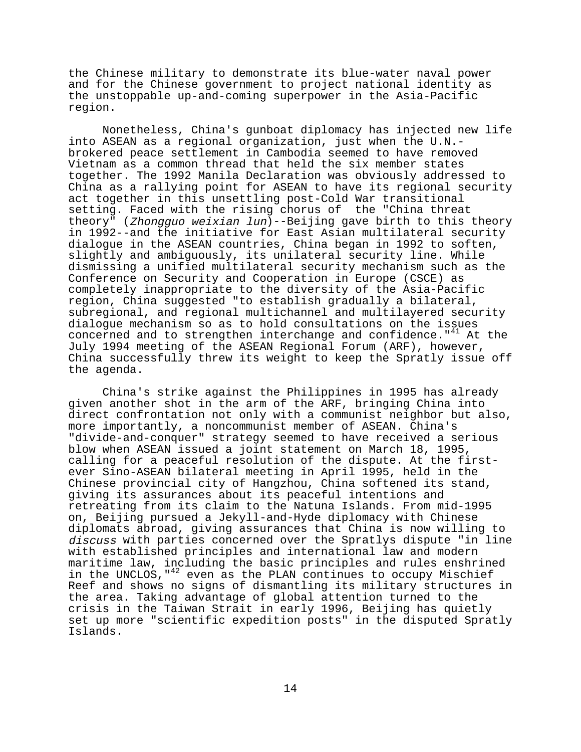the Chinese military to demonstrate its blue-water naval power and for the Chinese government to project national identity as the unstoppable up-and-coming superpower in the Asia-Pacific region.

Nonetheless, China's gunboat diplomacy has injected new life into ASEAN as a regional organization, just when the U.N.-brokered peace settlement in Cambodia seemed to have removed Vietnam as a common thread that held the six member states together. The 1992 Manila Declaration was obviously addressed to China as a rallying point for ASEAN to have its regional security act together in this unsettling post-Cold War transitional setting. Faced with the rising chorus of the "China threat theory" (*Zhongguo weixian lun*)--Beijing gave birth to this theory in 1992--and the initiative for East Asian multilateral security dialogue in the ASEAN countries, China began in 1992 to soften, slightly and ambiguously, its unilateral security line. While dismissing a unified multilateral security mechanism such as the Conference on Security and Cooperation in Europe (CSCE) as completely inappropriate to the diversity of the Asia-Pacific region, China suggested "to establish gradually a bilateral, subregional, and regional multichannel and multilayered security dialogue mechanism so as to hold consultations on the issues concerned and to strengthen interchange and confidence."[41] At the July 1994 meeting of the ASEAN Regional Forum (ARF), however, China successfully threw its weight to keep the Spratly issue off the agenda.

China's strike against the Philippines in 1995 has already given another shot in the arm of the ARF, bringing China into direct confrontation not only with a communist neighbor but also, more importantly, a noncommunist member of ASEAN. China's "divide-and-conquer" strategy seemed to have received a serious blow when ASEAN issued a joint statement on March 18, 1995, calling for a peaceful resolution of the dispute. At the first-ever Sino-ASEAN bilateral meeting in April 1995, held in the Chinese provincial city of Hangzhou, China softened its stand, giving its assurances about its peaceful intentions and retreating from its claim to the Natuna Islands. From mid-1995 on, Beijing pursued a Jekyll-and-Hyde diplomacy with Chinese diplomats abroad, giving assurances that China is now willing to *discuss* with parties concerned over the Spratlys dispute "in line with established principles and international law and modern maritime law, including the basic principles and rules enshrined in the UNCLOS,"[42] even as the PLAN continues to occupy Mischief Reef and shows no signs of dismantling its military structures in the area. Taking advantage of global attention turned to the crisis in the Taiwan Strait in early 1996, Beijing has quietly set up more "scientific expedition posts" in the disputed Spratly Islands.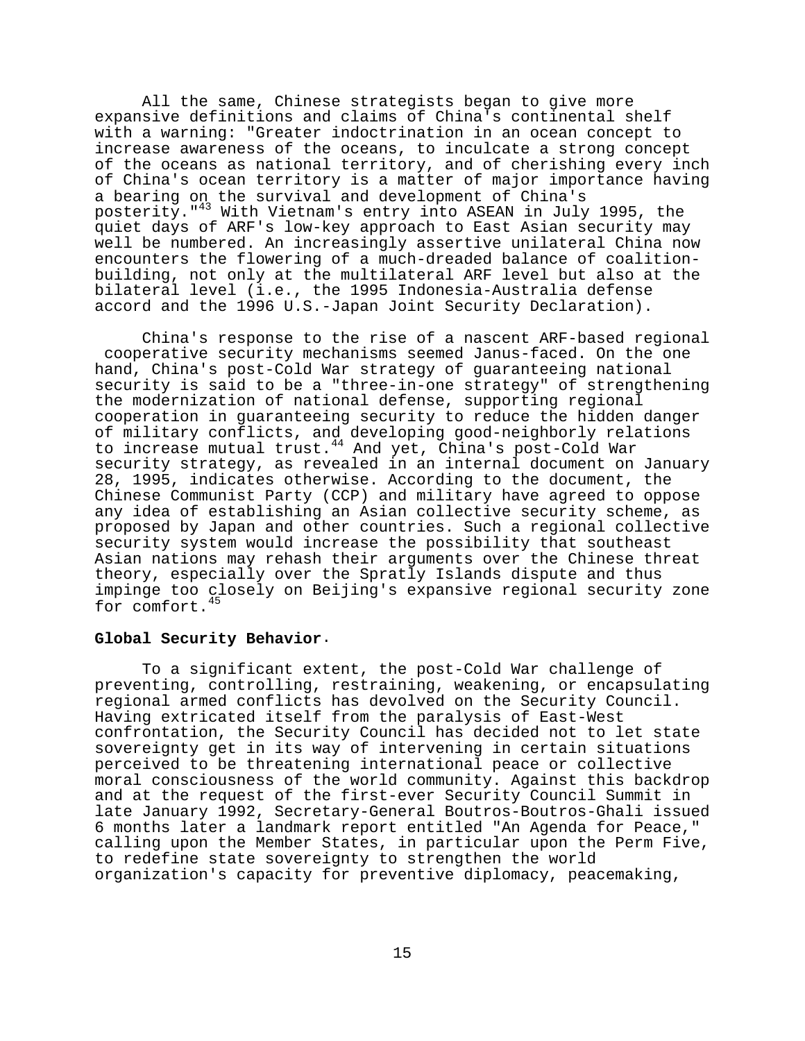All the same, Chinese strategists began to give more expansive definitions and claims of China's continental shelf with a warning: "Greater indoctrination in an ocean concept to increase awareness of the oceans, to inculcate a strong concept of the oceans as national territory, and of cherishing every inch of China's ocean territory is a matter of major importance having a bearing on the survival and development of China's posterity."[43] With Vietnam's entry into ASEAN in July 1995, the quiet days of ARF's low-key approach to East Asian security may well be numbered. An increasingly assertive unilateral China now encounters the flowering of a much-dreaded balance of coalition-building, not only at the multilateral ARF level but also at the bilateral level (i.e., the 1995 Indonesia-Australia defense accord and the 1996 U.S.-Japan Joint Security Declaration).

China's response to the rise of a nascent ARF-based regional cooperative security mechanisms seemed Janus-faced. On the one hand, China's post-Cold War strategy of guaranteeing national security is said to be a "three-in-one strategy" of strengthening the modernization of national defense, supporting regional cooperation in guaranteeing security to reduce the hidden danger of military conflicts, and developing good-neighborly relations to increase mutual trust.[44] And yet, China's post-Cold War security strategy, as revealed in an internal document on January 28, 1995, indicates otherwise. According to the document, the Chinese Communist Party (CCP) and military have agreed to oppose any idea of establishing an Asian collective security scheme, as proposed by Japan and other countries. Such a regional collective security system would increase the possibility that southeast Asian nations may rehash their arguments over the Chinese threat theory, especially over the Spratly Islands dispute and thus impinge too closely on Beijing's expansive regional security zone for comfort.[45]

**Global Security Behavior.**

To a significant extent, the post-Cold War challenge of preventing, controlling, restraining, weakening, or encapsulating regional armed conflicts has devolved on the Security Council. Having extricated itself from the paralysis of East-West confrontation, the Security Council has decided not to let state sovereignty get in its way of intervening in certain situations perceived to be threatening international peace or collective moral consciousness of the world community. Against this backdrop and at the request of the first-ever Security Council Summit in late January 1992, Secretary-General Boutros-Boutros-Ghali issued 6 months later a landmark report entitled "An Agenda for Peace," calling upon the Member States, in particular upon the Perm Five, to redefine state sovereignty to strengthen the world organization's capacity for preventive diplomacy, peacemaking,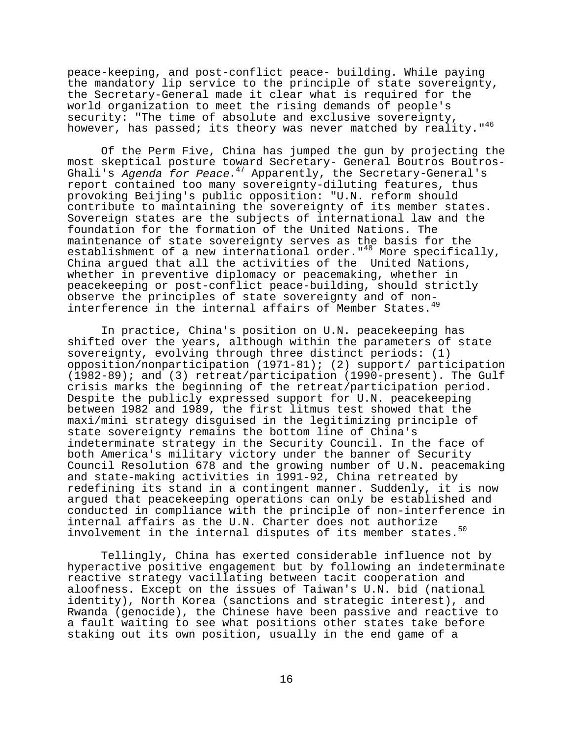peace-keeping, and post-conflict peace- building. While paying the mandatory lip service to the principle of state sovereignty, the Secretary-General made it clear what is required for the world organization to meet the rising demands of people's security: "The time of absolute and exclusive sovereignty, however, has passed; its theory was never matched by reality."[46]

Of the Perm Five, China has jumped the gun by projecting the most skeptical posture toward Secretary- General Boutros Boutros-Ghali's *Agenda for Peace*.[47] Apparently, the Secretary-General's report contained too many sovereignty-diluting features, thus provoking Beijing's public opposition: "U.N. reform should contribute to maintaining the sovereignty of its member states. Sovereign states are the subjects of international law and the foundation for the formation of the United Nations. The maintenance of state sovereignty serves as the basis for the establishment of a new international order."[48] More specifically, China argued that all the activities of the United Nations, whether in preventive diplomacy or peacemaking, whether in peacekeeping or post-conflict peace-building, should strictly observe the principles of state sovereignty and of non-interference in the internal affairs of Member States.[49]

In practice, China's position on U.N. peacekeeping has shifted over the years, although within the parameters of state sovereignty, evolving through three distinct periods: (1) opposition/nonparticipation (1971-81); (2) support/ participation (1982-89); and (3) retreat/participation (1990-present). The Gulf crisis marks the beginning of the retreat/participation period. Despite the publicly expressed support for U.N. peacekeeping between 1982 and 1989, the first litmus test showed that the maxi/mini strategy disguised in the legitimizing principle of state sovereignty remains the bottom line of China's indeterminate strategy in the Security Council. In the face of both America's military victory under the banner of Security Council Resolution 678 and the growing number of U.N. peacemaking and state-making activities in 1991-92, China retreated by redefining its stand in a contingent manner. Suddenly, it is now argued that peacekeeping operations can only be established and conducted in compliance with the principle of non-interference in internal affairs as the U.N. Charter does not authorize involvement in the internal disputes of its member states.[50]

Tellingly, China has exerted considerable influence not by hyperactive positive engagement but by following an indeterminate reactive strategy vacillating between tacit cooperation and aloofness. Except on the issues of Taiwan's U.N. bid (national identity), North Korea (sanctions and strategic interest), and Rwanda (genocide), the Chinese have been passive and reactive to a fault waiting to see what positions other states take before staking out its own position, usually in the end game of a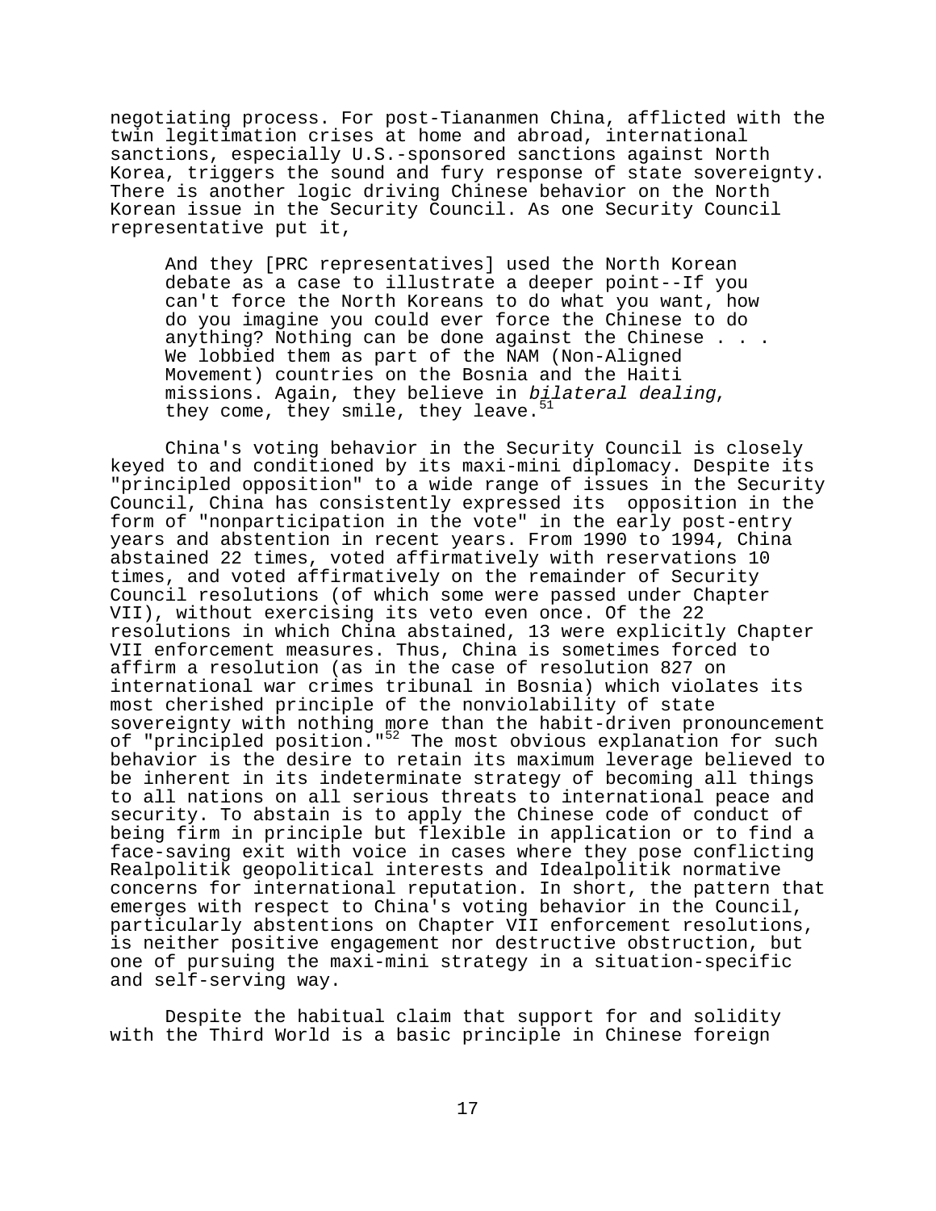negotiating process. For post-Tiananmen China, afflicted with the twin legitimation crises at home and abroad, international sanctions, especially U.S.-sponsored sanctions against North Korea, triggers the sound and fury response of state sovereignty. There is another logic driving Chinese behavior on the North Korean issue in the Security Council. As one Security Council representative put it,

> And they [PRC representatives] used the North Korean debate as a case to illustrate a deeper point--If you can't force the North Koreans to do what you want, how do you imagine you could ever force the Chinese to do anything? Nothing can be done against the Chinese . . . We lobbied them as part of the NAM (Non-Aligned Movement) countries on the Bosnia and the Haiti missions. Again, they believe in *bilateral dealing*, they come, they smile, they leave.[51]

China's voting behavior in the Security Council is closely keyed to and conditioned by its maxi-mini diplomacy. Despite its "principled opposition" to a wide range of issues in the Security Council, China has consistently expressed its opposition in the form of "nonparticipation in the vote" in the early post-entry years and abstention in recent years. From 1990 to 1994, China abstained 22 times, voted affirmatively with reservations 10 times, and voted affirmatively on the remainder of Security Council resolutions (of which some were passed under Chapter VII), without exercising its veto even once. Of the 22 resolutions in which China abstained, 13 were explicitly Chapter VII enforcement measures. Thus, China is sometimes forced to affirm a resolution (as in the case of resolution 827 on international war crimes tribunal in Bosnia) which violates its most cherished principle of the nonviolability of state sovereignty with nothing more than the habit-driven pronouncement of "principled position."[52] The most obvious explanation for such behavior is the desire to retain its maximum leverage believed to be inherent in its indeterminate strategy of becoming all things to all nations on all serious threats to international peace and security. To abstain is to apply the Chinese code of conduct of being firm in principle but flexible in application or to find a face-saving exit with voice in cases where they pose conflicting Realpolitik geopolitical interests and Idealpolitik normative concerns for international reputation. In short, the pattern that emerges with respect to China's voting behavior in the Council, particularly abstentions on Chapter VII enforcement resolutions, is neither positive engagement nor destructive obstruction, but one of pursuing the maxi-mini strategy in a situation-specific and self-serving way.

Despite the habitual claim that support for and solidity with the Third World is a basic principle in Chinese foreign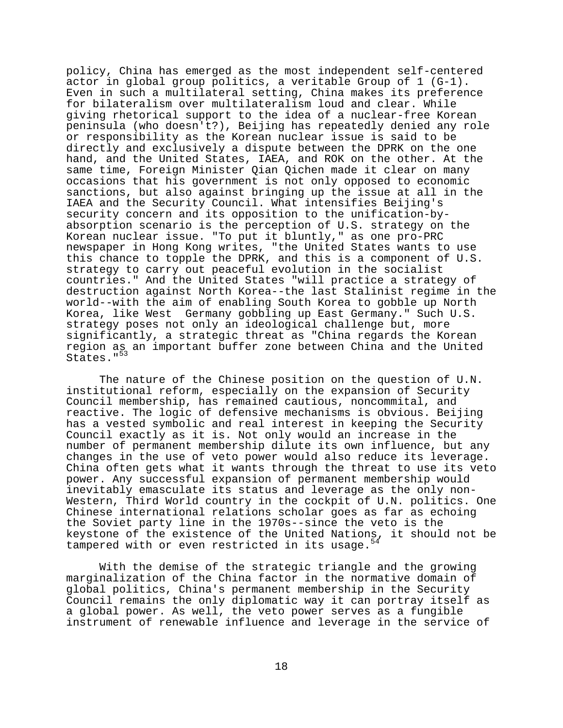policy, China has emerged as the most independent self-centered actor in global group politics, a veritable Group of 1 (G-1). Even in such a multilateral setting, China makes its preference for bilateralism over multilateralism loud and clear. While giving rhetorical support to the idea of a nuclear-free Korean peninsula (who doesn't?), Beijing has repeatedly denied any role or responsibility as the Korean nuclear issue is said to be directly and exclusively a dispute between the DPRK on the one hand, and the United States, IAEA, and ROK on the other. At the same time, Foreign Minister Qian Qichen made it clear on many occasions that his government is not only opposed to economic sanctions, but also against bringing up the issue at all in the IAEA and the Security Council. What intensifies Beijing's security concern and its opposition to the unification-by-absorption scenario is the perception of U.S. strategy on the Korean nuclear issue. "To put it bluntly," as one pro-PRC newspaper in Hong Kong writes, "the United States wants to use this chance to topple the DPRK, and this is a component of U.S. strategy to carry out peaceful evolution in the socialist countries." And the United States "will practice a strategy of destruction against North Korea--the last Stalinist regime in the world--with the aim of enabling South Korea to gobble up North Korea, like West Germany gobbling up East Germany." Such U.S. strategy poses not only an ideological challenge but, more significantly, a strategic threat as "China regards the Korean region as an important buffer zone between China and the United States."[53]

The nature of the Chinese position on the question of U.N. institutional reform, especially on the expansion of Security Council membership, has remained cautious, noncommital, and reactive. The logic of defensive mechanisms is obvious. Beijing has a vested symbolic and real interest in keeping the Security Council exactly as it is. Not only would an increase in the number of permanent membership dilute its own influence, but any changes in the use of veto power would also reduce its leverage. China often gets what it wants through the threat to use its veto power. Any successful expansion of permanent membership would inevitably emasculate its status and leverage as the only non-Western, Third World country in the cockpit of U.N. politics. One Chinese international relations scholar goes as far as echoing the Soviet party line in the 1970s--since the veto is the keystone of the existence of the United Nations, it should not be tampered with or even restricted in its usage.[54]

With the demise of the strategic triangle and the growing marginalization of the China factor in the normative domain of global politics, China's permanent membership in the Security Council remains the only diplomatic way it can portray itself as a global power. As well, the veto power serves as a fungible instrument of renewable influence and leverage in the service of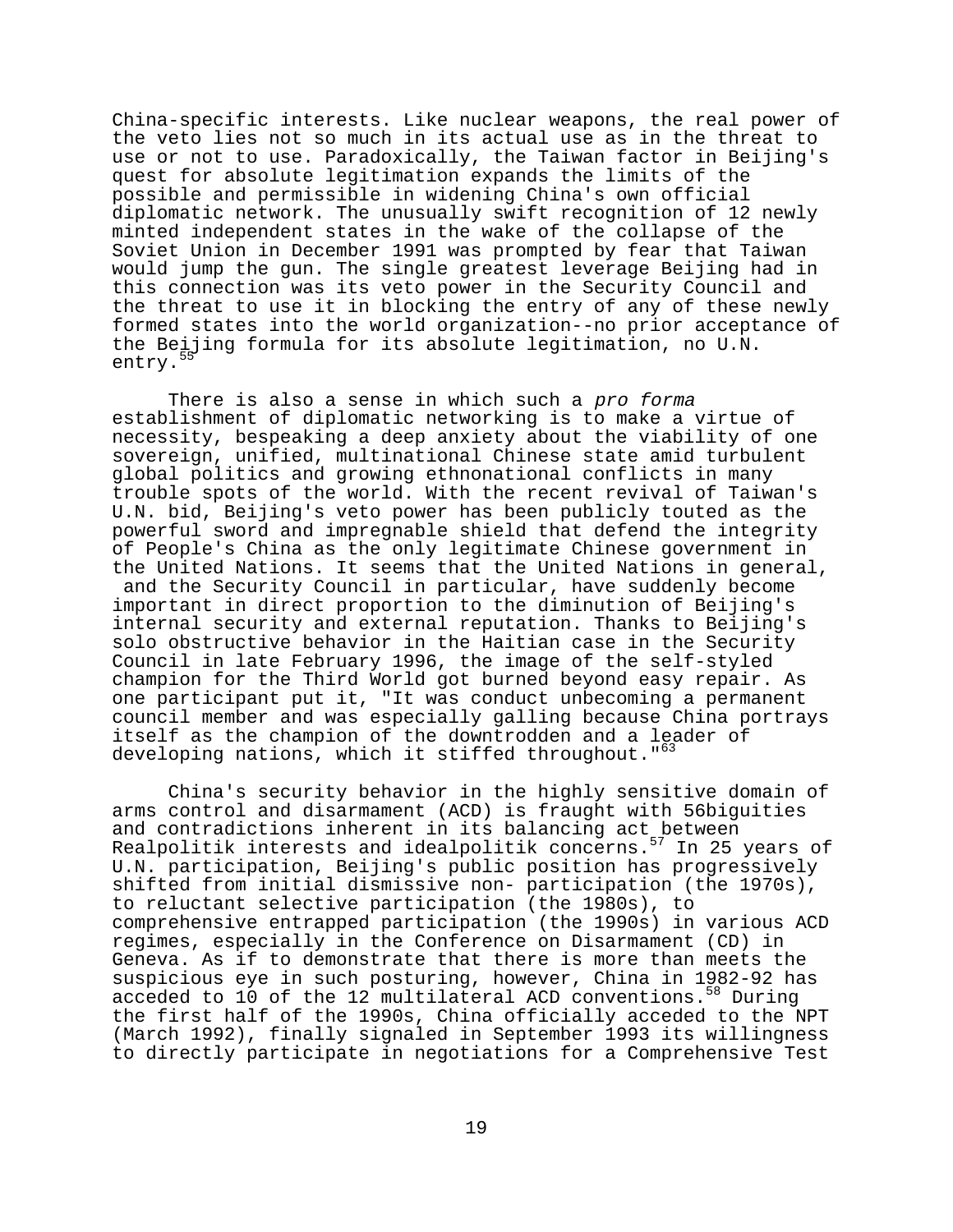China-specific interests. Like nuclear weapons, the real power of the veto lies not so much in its actual use as in the threat to use or not to use. Paradoxically, the Taiwan factor in Beijing's quest for absolute legitimation expands the limits of the possible and permissible in widening China's own official diplomatic network. The unusually swift recognition of 12 newly minted independent states in the wake of the collapse of the Soviet Union in December 1991 was prompted by fear that Taiwan would jump the gun. The single greatest leverage Beijing had in this connection was its veto power in the Security Council and the threat to use it in blocking the entry of any of these newly formed states into the world organization--no prior acceptance of the Beijing formula for its absolute legitimation, no U.N. entry.[55]

There is also a sense in which such a *pro forma* establishment of diplomatic networking is to make a virtue of necessity, bespeaking a deep anxiety about the viability of one sovereign, unified, multinational Chinese state amid turbulent global politics and growing ethnonational conflicts in many trouble spots of the world. With the recent revival of Taiwan's U.N. bid, Beijing's veto power has been publicly touted as the powerful sword and impregnable shield that defend the integrity of People's China as the only legitimate Chinese government in the United Nations. It seems that the United Nations in general, and the Security Council in particular, have suddenly become important in direct proportion to the diminution of Beijing's internal security and external reputation. Thanks to Beijing's solo obstructive behavior in the Haitian case in the Security Council in late February 1996, the image of the self-styled champion for the Third World got burned beyond easy repair. As one participant put it, "It was conduct unbecoming a permanent council member and was especially galling because China portrays itself as the champion of the downtrodden and a leader of developing nations, which it stiffed throughout."[63]

China's security behavior in the highly sensitive domain of arms control and disarmament (ACD) is fraught with 56biguities and contradictions inherent in its balancing act between Realpolitik interests and idealpolitik concerns.[57] In 25 years of U.N. participation, Beijing's public position has progressively shifted from initial dismissive non- participation (the 1970s), to reluctant selective participation (the 1980s), to comprehensive entrapped participation (the 1990s) in various ACD regimes, especially in the Conference on Disarmament (CD) in Geneva. As if to demonstrate that there is more than meets the suspicious eye in such posturing, however, China in 1982-92 has acceded to 10 of the 12 multilateral ACD conventions.[58] During the first half of the 1990s, China officially acceded to the NPT (March 1992), finally signaled in September 1993 its willingness to directly participate in negotiations for a Comprehensive Test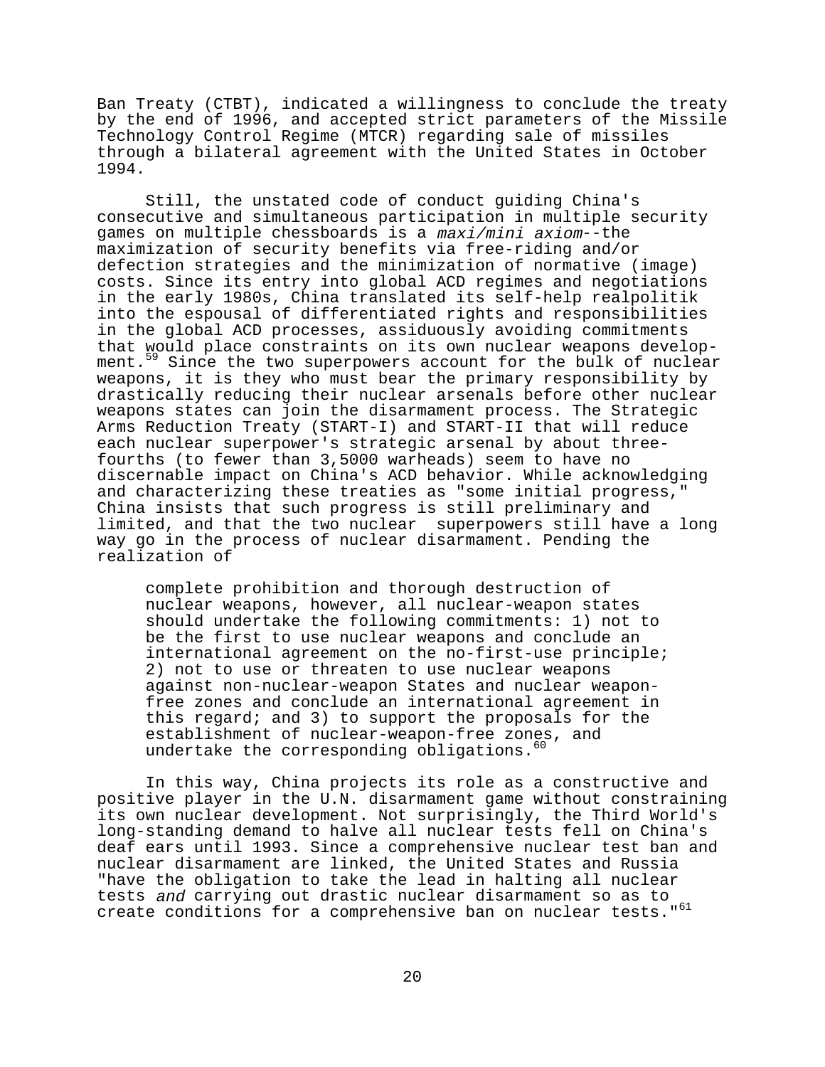Ban Treaty (CTBT), indicated a willingness to conclude the treaty by the end of 1996, and accepted strict parameters of the Missile Technology Control Regime (MTCR) regarding sale of missiles through a bilateral agreement with the United States in October 1994.

Still, the unstated code of conduct guiding China's consecutive and simultaneous participation in multiple security games on multiple chessboards is a *maxi/mini axiom*--the maximization of security benefits via free-riding and/or defection strategies and the minimization of normative (image) costs. Since its entry into global ACD regimes and negotiations in the early 1980s, China translated its self-help realpolitik into the espousal of differentiated rights and responsibilities in the global ACD processes, assiduously avoiding commitments that would place constraints on its own nuclear weapons development.[59] Since the two superpowers account for the bulk of nuclear weapons, it is they who must bear the primary responsibility by drastically reducing their nuclear arsenals before other nuclear weapons states can join the disarmament process. The Strategic Arms Reduction Treaty (START-I) and START-II that will reduce each nuclear superpower's strategic arsenal by about three-fourths (to fewer than 3,5000 warheads) seem to have no discernable impact on China's ACD behavior. While acknowledging and characterizing these treaties as "some initial progress," China insists that such progress is still preliminary and limited, and that the two nuclear superpowers still have a long way go in the process of nuclear disarmament. Pending the realization of

> complete prohibition and thorough destruction of nuclear weapons, however, all nuclear-weapon states should undertake the following commitments: 1) not to be the first to use nuclear weapons and conclude an international agreement on the no-first-use principle; 2) not to use or threaten to use nuclear weapons against non-nuclear-weapon States and nuclear weapon-free zones and conclude an international agreement in this regard; and 3) to support the proposals for the establishment of nuclear-weapon-free zones, and undertake the corresponding obligations.[60]

In this way, China projects its role as a constructive and positive player in the U.N. disarmament game without constraining its own nuclear development. Not surprisingly, the Third World's long-standing demand to halve all nuclear tests fell on China's deaf ears until 1993. Since a comprehensive nuclear test ban and nuclear disarmament are linked, the United States and Russia "have the obligation to take the lead in halting all nuclear tests *and* carrying out drastic nuclear disarmament so as to create conditions for a comprehensive ban on nuclear tests."[61]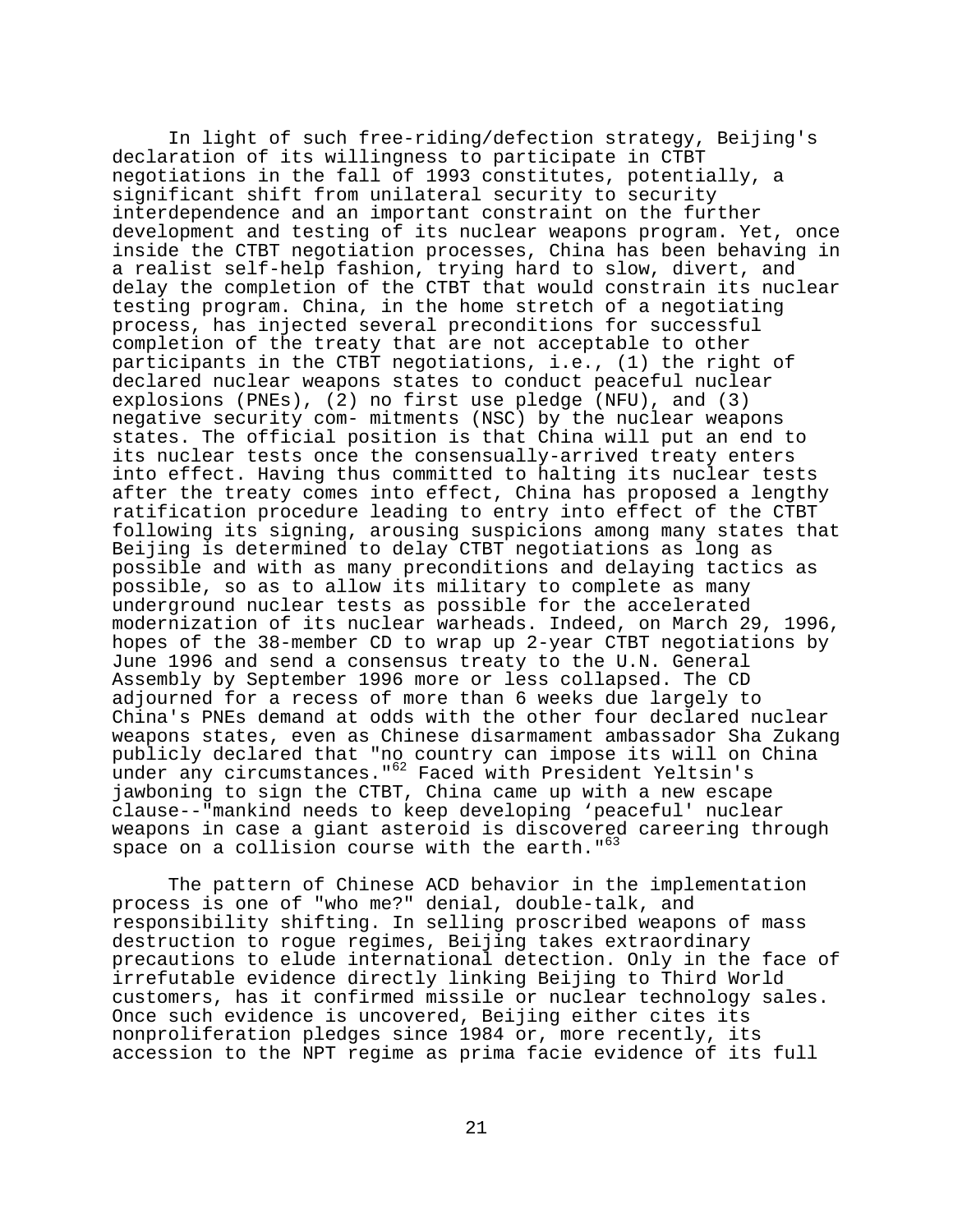In light of such free-riding/defection strategy, Beijing's declaration of its willingness to participate in CTBT negotiations in the fall of 1993 constitutes, potentially, a significant shift from unilateral security to security interdependence and an important constraint on the further development and testing of its nuclear weapons program. Yet, once inside the CTBT negotiation processes, China has been behaving in a realist self-help fashion, trying hard to slow, divert, and delay the completion of the CTBT that would constrain its nuclear testing program. China, in the home stretch of a negotiating process, has injected several preconditions for successful completion of the treaty that are not acceptable to other participants in the CTBT negotiations, i.e., (1) the right of declared nuclear weapons states to conduct peaceful nuclear explosions (PNEs), (2) no first use pledge (NFU), and (3) negative security com- mitments (NSC) by the nuclear weapons states. The official position is that China will put an end to its nuclear tests once the consensually-arrived treaty enters into effect. Having thus committed to halting its nuclear tests after the treaty comes into effect, China has proposed a lengthy ratification procedure leading to entry into effect of the CTBT following its signing, arousing suspicions among many states that Beijing is determined to delay CTBT negotiations as long as possible and with as many preconditions and delaying tactics as possible, so as to allow its military to complete as many underground nuclear tests as possible for the accelerated modernization of its nuclear warheads. Indeed, on March 29, 1996, hopes of the 38-member CD to wrap up 2-year CTBT negotiations by June 1996 and send a consensus treaty to the U.N. General Assembly by September 1996 more or less collapsed. The CD adjourned for a recess of more than 6 weeks due largely to China's PNEs demand at odds with the other four declared nuclear weapons states, even as Chinese disarmament ambassador Sha Zukang publicly declared that "no country can impose its will on China under any circumstances."[62] Faced with President Yeltsin's jawboning to sign the CTBT, China came up with a new escape clause--"mankind needs to keep developing 'peaceful' nuclear weapons in case a giant asteroid is discovered careering through space on a collision course with the earth."[63]

The pattern of Chinese ACD behavior in the implementation process is one of "who me?" denial, double-talk, and responsibility shifting. In selling proscribed weapons of mass destruction to rogue regimes, Beijing takes extraordinary precautions to elude international detection. Only in the face of irrefutable evidence directly linking Beijing to Third World customers, has it confirmed missile or nuclear technology sales. Once such evidence is uncovered, Beijing either cites its nonproliferation pledges since 1984 or, more recently, its accession to the NPT regime as prima facie evidence of its full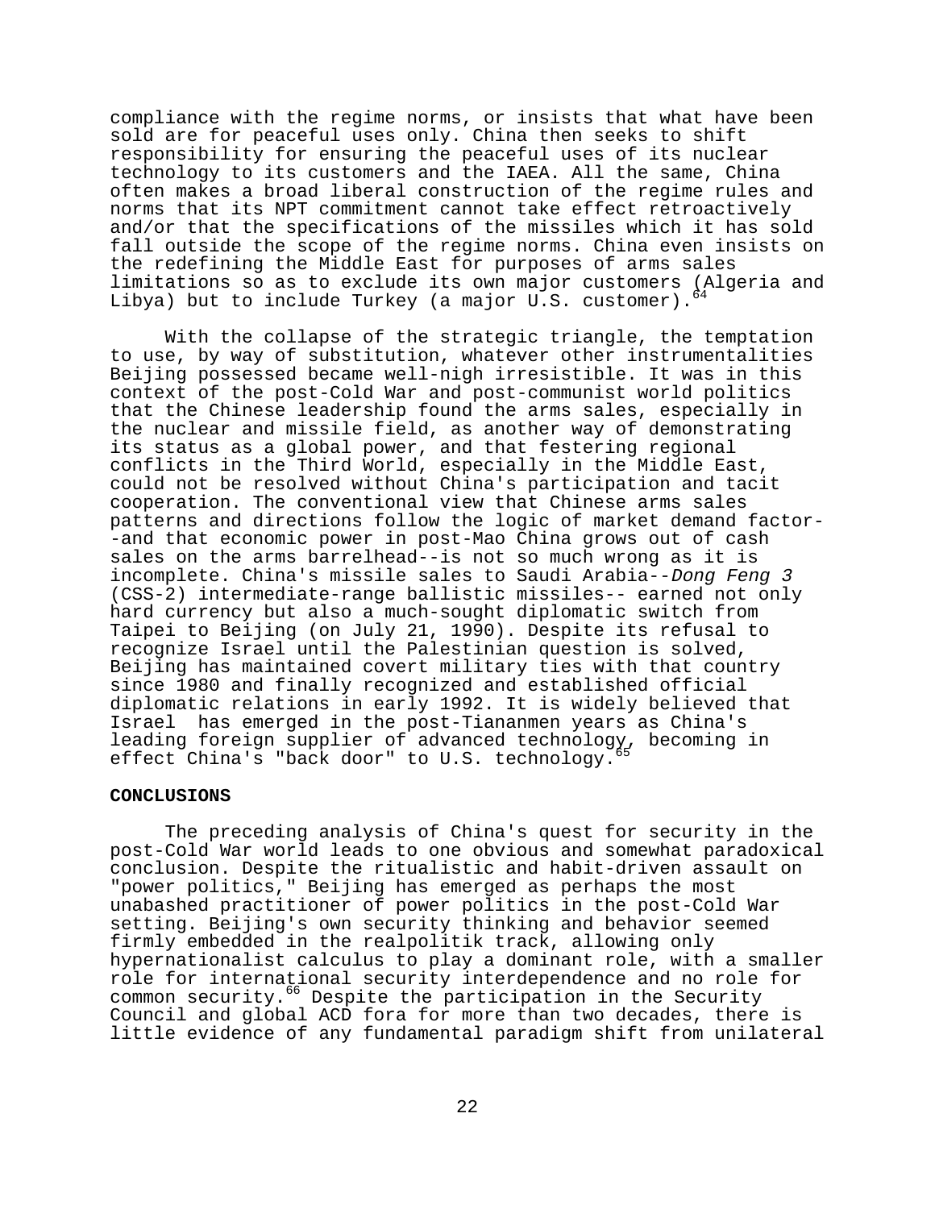compliance with the regime norms, or insists that what have been sold are for peaceful uses only. China then seeks to shift responsibility for ensuring the peaceful uses of its nuclear technology to its customers and the IAEA. All the same, China often makes a broad liberal construction of the regime rules and norms that its NPT commitment cannot take effect retroactively and/or that the specifications of the missiles which it has sold fall outside the scope of the regime norms. China even insists on the redefining the Middle East for purposes of arms sales limitations so as to exclude its own major customers (Algeria and Libya) but to include Turkey (a major U.S. customer).[64]

With the collapse of the strategic triangle, the temptation to use, by way of substitution, whatever other instrumentalities Beijing possessed became well-nigh irresistible. It was in this context of the post-Cold War and post-communist world politics that the Chinese leadership found the arms sales, especially in the nuclear and missile field, as another way of demonstrating its status as a global power, and that festering regional conflicts in the Third World, especially in the Middle East, could not be resolved without China's participation and tacit cooperation. The conventional view that Chinese arms sales patterns and directions follow the logic of market demand factor--and that economic power in post-Mao China grows out of cash sales on the arms barrelhead--is not so much wrong as it is incomplete. China's missile sales to Saudi Arabia--*Dong Feng 3* (CSS-2) intermediate-range ballistic missiles-- earned not only hard currency but also a much-sought diplomatic switch from Taipei to Beijing (on July 21, 1990). Despite its refusal to recognize Israel until the Palestinian question is solved, Beijing has maintained covert military ties with that country since 1980 and finally recognized and established official diplomatic relations in early 1992. It is widely believed that Israel has emerged in the post-Tiananmen years as China's leading foreign supplier of advanced technology, becoming in effect China's "back door" to U.S. technology.[65]

**CONCLUSIONS**

The preceding analysis of China's quest for security in the post-Cold War world leads to one obvious and somewhat paradoxical conclusion. Despite the ritualistic and habit-driven assault on "power politics," Beijing has emerged as perhaps the most unabashed practitioner of power politics in the post-Cold War setting. Beijing's own security thinking and behavior seemed firmly embedded in the realpolitik track, allowing only hypernationalist calculus to play a dominant role, with a smaller role for international security interdependence and no role for common security.[66] Despite the participation in the Security Council and global ACD fora for more than two decades, there is little evidence of any fundamental paradigm shift from unilateral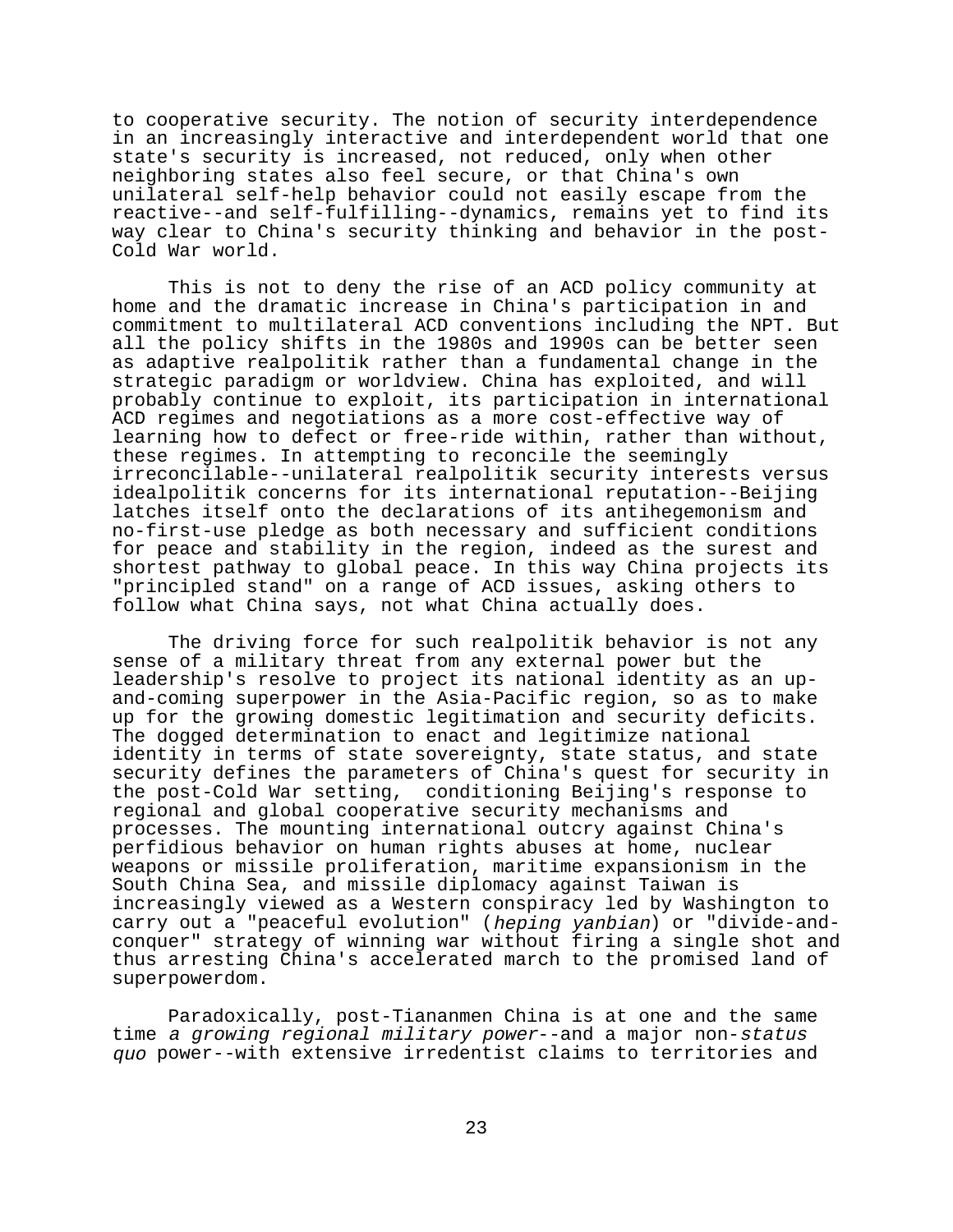to cooperative security. The notion of security interdependence in an increasingly interactive and interdependent world that one state's security is increased, not reduced, only when other neighboring states also feel secure, or that China's own unilateral self-help behavior could not easily escape from the reactive--and self-fulfilling--dynamics, remains yet to find its way clear to China's security thinking and behavior in the post-Cold War world.

This is not to deny the rise of an ACD policy community at home and the dramatic increase in China's participation in and commitment to multilateral ACD conventions including the NPT. But all the policy shifts in the 1980s and 1990s can be better seen as adaptive realpolitik rather than a fundamental change in the strategic paradigm or worldview. China has exploited, and will probably continue to exploit, its participation in international ACD regimes and negotiations as a more cost-effective way of learning how to defect or free-ride within, rather than without, these regimes. In attempting to reconcile the seemingly irreconcilable--unilateral realpolitik security interests versus idealpolitik concerns for its international reputation--Beijing latches itself onto the declarations of its antihegemonism and no-first-use pledge as both necessary and sufficient conditions for peace and stability in the region, indeed as the surest and shortest pathway to global peace. In this way China projects its "principled stand" on a range of ACD issues, asking others to follow what China says, not what China actually does.

The driving force for such realpolitik behavior is not any sense of a military threat from any external power but the leadership's resolve to project its national identity as an up-and-coming superpower in the Asia-Pacific region, so as to make up for the growing domestic legitimation and security deficits. The dogged determination to enact and legitimize national identity in terms of state sovereignty, state status, and state security defines the parameters of China's quest for security in the post-Cold War setting, conditioning Beijing's response to regional and global cooperative security mechanisms and processes. The mounting international outcry against China's perfidious behavior on human rights abuses at home, nuclear weapons or missile proliferation, maritime expansionism in the South China Sea, and missile diplomacy against Taiwan is increasingly viewed as a Western conspiracy led by Washington to carry out a "peaceful evolution" (*heping yanbian*) or "divide-and-conquer" strategy of winning war without firing a single shot and thus arresting China's accelerated march to the promised land of superpowerdom.

Paradoxically, post-Tiananmen China is at one and the same time *a growing regional military power*--and a major non-*status quo* power--with extensive irredentist claims to territories and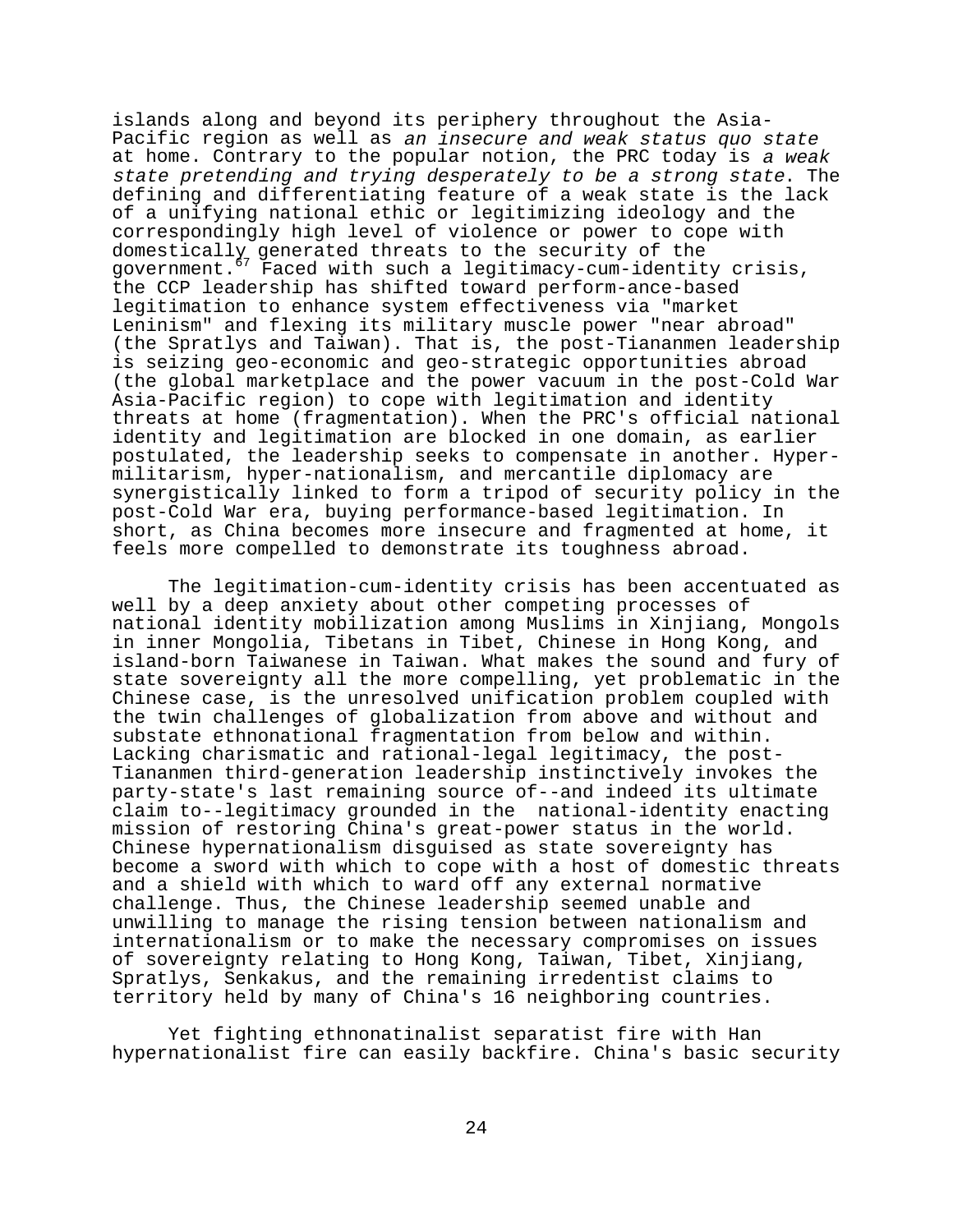islands along and beyond its periphery throughout the Asia-Pacific region as well as *an insecure and weak status quo state* at home. Contrary to the popular notion, the PRC today is *a weak state pretending and trying desperately to be a strong state*. The defining and differentiating feature of a weak state is the lack of a unifying national ethic or legitimizing ideology and the correspondingly high level of violence or power to cope with domestically generated threats to the security of the government.[67] Faced with such a legitimacy-cum-identity crisis, the CCP leadership has shifted toward perform-ance-based legitimation to enhance system effectiveness via "market Leninism" and flexing its military muscle power "near abroad" (the Spratlys and Taiwan). That is, the post-Tiananmen leadership is seizing geo-economic and geo-strategic opportunities abroad (the global marketplace and the power vacuum in the post-Cold War Asia-Pacific region) to cope with legitimation and identity threats at home (fragmentation). When the PRC's official national identity and legitimation are blocked in one domain, as earlier postulated, the leadership seeks to compensate in another. Hyper-militarism, hyper-nationalism, and mercantile diplomacy are synergistically linked to form a tripod of security policy in the post-Cold War era, buying performance-based legitimation. In short, as China becomes more insecure and fragmented at home, it feels more compelled to demonstrate its toughness abroad.

The legitimation-cum-identity crisis has been accentuated as well by a deep anxiety about other competing processes of national identity mobilization among Muslims in Xinjiang, Mongols in inner Mongolia, Tibetans in Tibet, Chinese in Hong Kong, and island-born Taiwanese in Taiwan. What makes the sound and fury of state sovereignty all the more compelling, yet problematic in the Chinese case, is the unresolved unification problem coupled with the twin challenges of globalization from above and without and substate ethnonational fragmentation from below and within. Lacking charismatic and rational-legal legitimacy, the post-Tiananmen third-generation leadership instinctively invokes the party-state's last remaining source of--and indeed its ultimate claim to--legitimacy grounded in the national-identity enacting mission of restoring China's great-power status in the world. Chinese hypernationalism disguised as state sovereignty has become a sword with which to cope with a host of domestic threats and a shield with which to ward off any external normative challenge. Thus, the Chinese leadership seemed unable and unwilling to manage the rising tension between nationalism and internationalism or to make the necessary compromises on issues of sovereignty relating to Hong Kong, Taiwan, Tibet, Xinjiang, Spratlys, Senkakus, and the remaining irredentist claims to territory held by many of China's 16 neighboring countries.

Yet fighting ethnonatinalist separatist fire with Han hypernationalist fire can easily backfire. China's basic security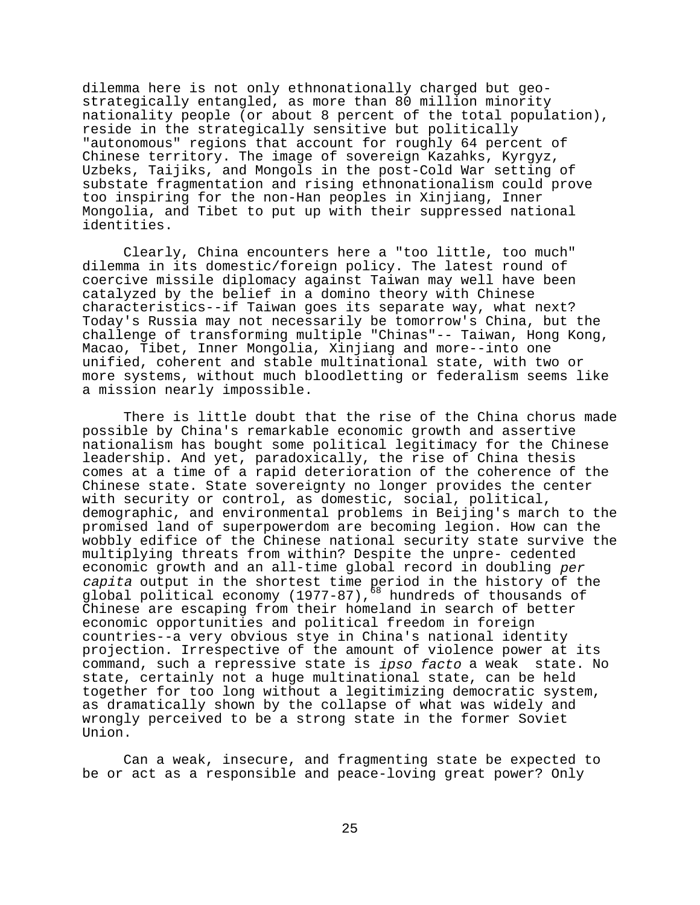dilemma here is not only ethnonationally charged but geo-strategically entangled, as more than 80 million minority nationality people (or about 8 percent of the total population), reside in the strategically sensitive but politically "autonomous" regions that account for roughly 64 percent of Chinese territory. The image of sovereign Kazahks, Kyrgyz, Uzbeks, Taijiks, and Mongols in the post-Cold War setting of substate fragmentation and rising ethnonationalism could prove too inspiring for the non-Han peoples in Xinjiang, Inner Mongolia, and Tibet to put up with their suppressed national identities.

Clearly, China encounters here a "too little, too much" dilemma in its domestic/foreign policy. The latest round of coercive missile diplomacy against Taiwan may well have been catalyzed by the belief in a domino theory with Chinese characteristics--if Taiwan goes its separate way, what next? Today's Russia may not necessarily be tomorrow's China, but the challenge of transforming multiple "Chinas"-- Taiwan, Hong Kong, Macao, Tibet, Inner Mongolia, Xinjiang and more--into one unified, coherent and stable multinational state, with two or more systems, without much bloodletting or federalism seems like a mission nearly impossible.

There is little doubt that the rise of the China chorus made possible by China's remarkable economic growth and assertive nationalism has bought some political legitimacy for the Chinese leadership. And yet, paradoxically, the rise of China thesis comes at a time of a rapid deterioration of the coherence of the Chinese state. State sovereignty no longer provides the center with security or control, as domestic, social, political, demographic, and environmental problems in Beijing's march to the promised land of superpowerdom are becoming legion. How can the wobbly edifice of the Chinese national security state survive the multiplying threats from within? Despite the unpre- cedented economic growth and an all-time global record in doubling *per capita* output in the shortest time period in the history of the global political economy (1977-87),[68] hundreds of thousands of Chinese are escaping from their homeland in search of better economic opportunities and political freedom in foreign countries--a very obvious stye in China's national identity projection. Irrespective of the amount of violence power at its command, such a repressive state is *ipso facto* a weak state. No state, certainly not a huge multinational state, can be held together for too long without a legitimizing democratic system, as dramatically shown by the collapse of what was widely and wrongly perceived to be a strong state in the former Soviet Union.

Can a weak, insecure, and fragmenting state be expected to be or act as a responsible and peace-loving great power? Only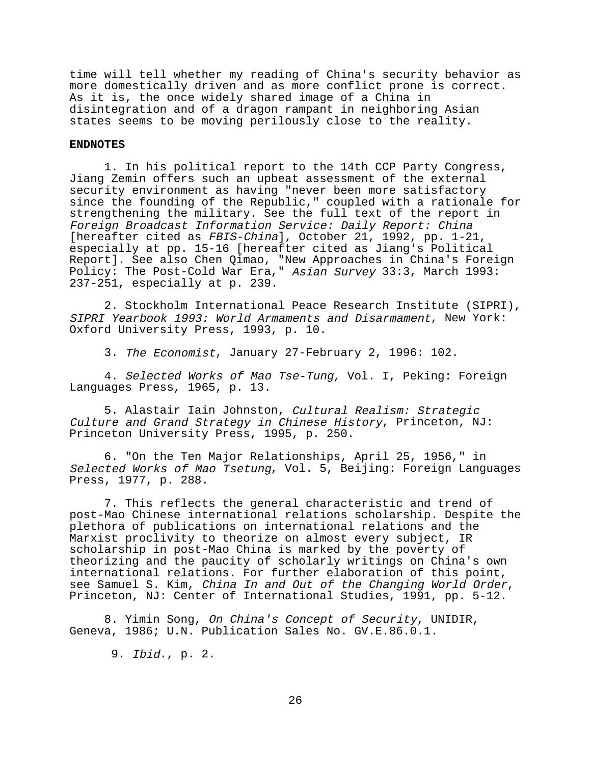time will tell whether my reading of China's security behavior as more domestically driven and as more conflict prone is correct. As it is, the once widely shared image of a China in disintegration and of a dragon rampant in neighboring Asian states seems to be moving perilously close to the reality.

**ENDNOTES**

1. In his political report to the 14th CCP Party Congress, Jiang Zemin offers such an upbeat assessment of the external security environment as having "never been more satisfactory since the founding of the Republic," coupled with a rationale for strengthening the military. See the full text of the report in *Foreign Broadcast Information Service: Daily Report: China* [hereafter cited as *FBIS-China*], October 21, 1992, pp. 1-21, especially at pp. 15-16 [hereafter cited as Jiang's Political Report]. See also Chen Qimao, "New Approaches in China's Foreign Policy: The Post-Cold War Era," *Asian Survey* 33:3, March 1993: 237-251, especially at p. 239.

2. Stockholm International Peace Research Institute (SIPRI), *SIPRI Yearbook 1993: World Armaments and Disarmament*, New York: Oxford University Press, 1993, p. 10.

3. *The Economist*, January 27-February 2, 1996: 102.

4. *Selected Works of Mao Tse-Tung*, Vol. I, Peking: Foreign Languages Press, 1965, p. 13.

5. Alastair Iain Johnston, *Cultural Realism: Strategic Culture and Grand Strategy in Chinese History*, Princeton, NJ: Princeton University Press, 1995, p. 250.

6. "On the Ten Major Relationships, April 25, 1956," in *Selected Works of Mao Tsetung*, Vol. 5, Beijing: Foreign Languages Press, 1977, p. 288.

7. This reflects the general characteristic and trend of post-Mao Chinese international relations scholarship. Despite the plethora of publications on international relations and the Marxist proclivity to theorize on almost every subject, IR scholarship in post-Mao China is marked by the poverty of theorizing and the paucity of scholarly writings on China's own international relations. For further elaboration of this point, see Samuel S. Kim, *China In and Out of the Changing World Order*, Princeton, NJ: Center of International Studies, 1991, pp. 5-12.

8. Yimin Song, *On China's Concept of Security*, UNIDIR, Geneva, 1986; U.N. Publication Sales No. GV.E.86.0.1.

9. *Ibid*., p. 2.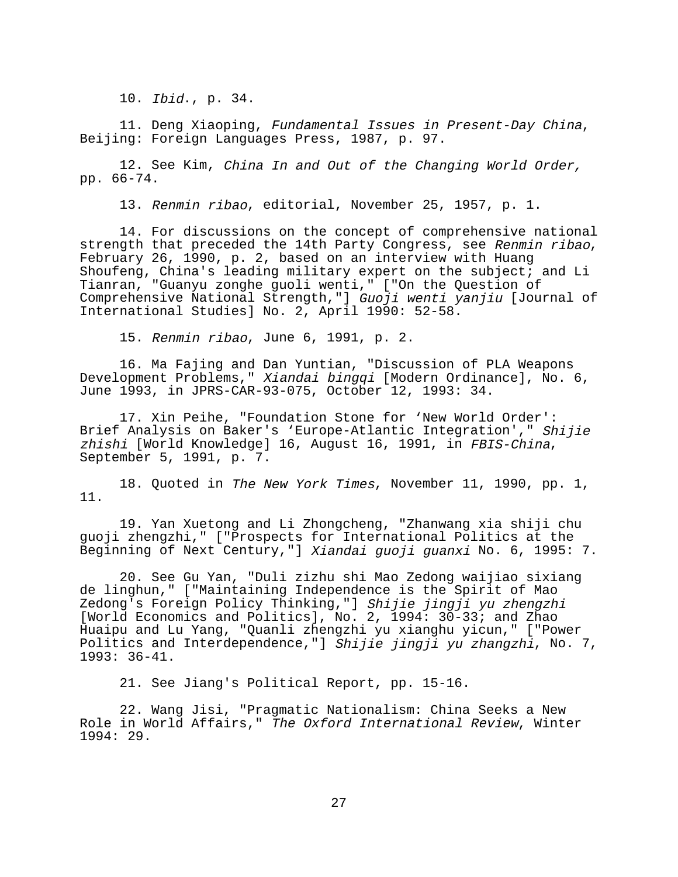10. *Ibid*., p. 34.

11. Deng Xiaoping, *Fundamental Issues in Present-Day China*, Beijing: Foreign Languages Press, 1987, p. 97.

12. See Kim, *China In and Out of the Changing World Order,* pp. 66-74.

13. *Renmin ribao*, editorial, November 25, 1957, p. 1.

14. For discussions on the concept of comprehensive national strength that preceded the 14th Party Congress, see *Renmin ribao*, February 26, 1990, p. 2, based on an interview with Huang Shoufeng, China's leading military expert on the subject; and Li Tianran, "Guanyu zonghe guoli wenti," ["On the Question of Comprehensive National Strength,"] *Guoji wenti yanjiu* [Journal of International Studies] No. 2, April 1990: 52-58.

15. *Renmin ribao*, June 6, 1991, p. 2.

16. Ma Fajing and Dan Yuntian, "Discussion of PLA Weapons Development Problems," *Xiandai bingqi* [Modern Ordinance], No. 6, June 1993, in JPRS-CAR-93-075, October 12, 1993: 34.

17. Xin Peihe, "Foundation Stone for 'New World Order': Brief Analysis on Baker's 'Europe-Atlantic Integration'," *Shijie zhishi* [World Knowledge] 16, August 16, 1991, in *FBIS-China*, September 5, 1991, p. 7.

18. Quoted in *The New York Times*, November 11, 1990, pp. 1, 11.

19. Yan Xuetong and Li Zhongcheng, "Zhanwang xia shiji chu guoji zhengzhi," ["Prospects for International Politics at the Beginning of Next Century,"] *Xiandai guoji guanxi* No. 6, 1995: 7.

20. See Gu Yan, "Duli zizhu shi Mao Zedong waijiao sixiang de linghun," ["Maintaining Independence is the Spirit of Mao Zedong's Foreign Policy Thinking,"] *Shijie jingji yu zhengzhi* [World Economics and Politics], No. 2, 1994: 30-33; and Zhao Huaipu and Lu Yang, "Quanli zhengzhi yu xianghu yicun," ["Power Politics and Interdependence,"] *Shijie jingji yu zhangzhi*, No. 7, 1993: 36-41.

21. See Jiang's Political Report, pp. 15-16.

22. Wang Jisi, "Pragmatic Nationalism: China Seeks a New Role in World Affairs," *The Oxford International Review*, Winter 1994: 29.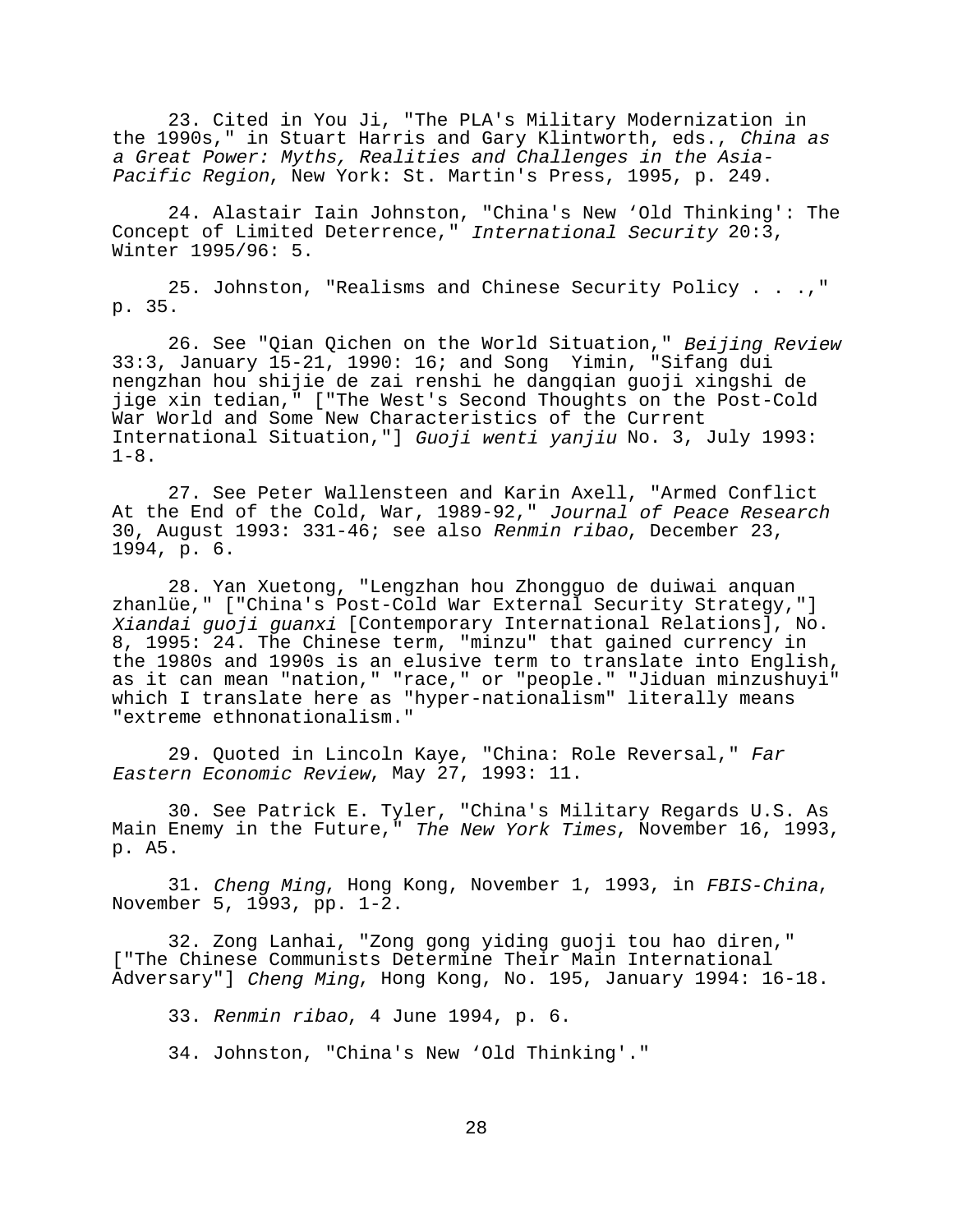23. Cited in You Ji, "The PLA's Military Modernization in the 1990s," in Stuart Harris and Gary Klintworth, eds., *China as a Great Power: Myths, Realities and Challenges in the Asia-Pacific Region*, New York: St. Martin's Press, 1995, p. 249.

24. Alastair Iain Johnston, "China's New 'Old Thinking': The Concept of Limited Deterrence," *International Security* 20:3, Winter 1995/96: 5.

25. Johnston, "Realisms and Chinese Security Policy . . .," p. 35.

26. See "Qian Qichen on the World Situation," *Beijing Review* 33:3, January 15-21, 1990: 16; and Song Yimin, "Sifang dui nengzhan hou shijie de zai renshi he dangqian guoji xingshi de jige xin tedian," ["The West's Second Thoughts on the Post-Cold War World and Some New Characteristics of the Current International Situation,"] *Guoji wenti yanjiu* No. 3, July 1993: 1-8.

27. See Peter Wallensteen and Karin Axell, "Armed Conflict At the End of the Cold, War, 1989-92," *Journal of Peace Research* 30, August 1993: 331-46; see also *Renmin ribao*, December 23, 1994, p. 6.

28. Yan Xuetong, "Lengzhan hou Zhongguo de duiwai anquan zhanlüe," ["China's Post-Cold War External Security Strategy,"] *Xiandai guoji guanxi* [Contemporary International Relations], No. 8, 1995: 24. The Chinese term, "minzu" that gained currency in the 1980s and 1990s is an elusive term to translate into English, as it can mean "nation," "race," or "people." "Jiduan minzushuyi" which I translate here as "hyper-nationalism" literally means "extreme ethnonationalism."

29. Quoted in Lincoln Kaye, "China: Role Reversal," *Far Eastern Economic Review*, May 27, 1993: 11.

30. See Patrick E. Tyler, "China's Military Regards U.S. As Main Enemy in the Future," *The New York Times*, November 16, 1993, p. A5.

31. *Cheng Ming*, Hong Kong, November 1, 1993, in *FBIS-China*, November 5, 1993, pp. 1-2.

32. Zong Lanhai, "Zong gong yiding guoji tou hao diren," ["The Chinese Communists Determine Their Main International Adversary"] *Cheng Ming*, Hong Kong, No. 195, January 1994: 16-18.

33. *Renmin ribao*, 4 June 1994, p. 6.

34. Johnston, "China's New 'Old Thinking'."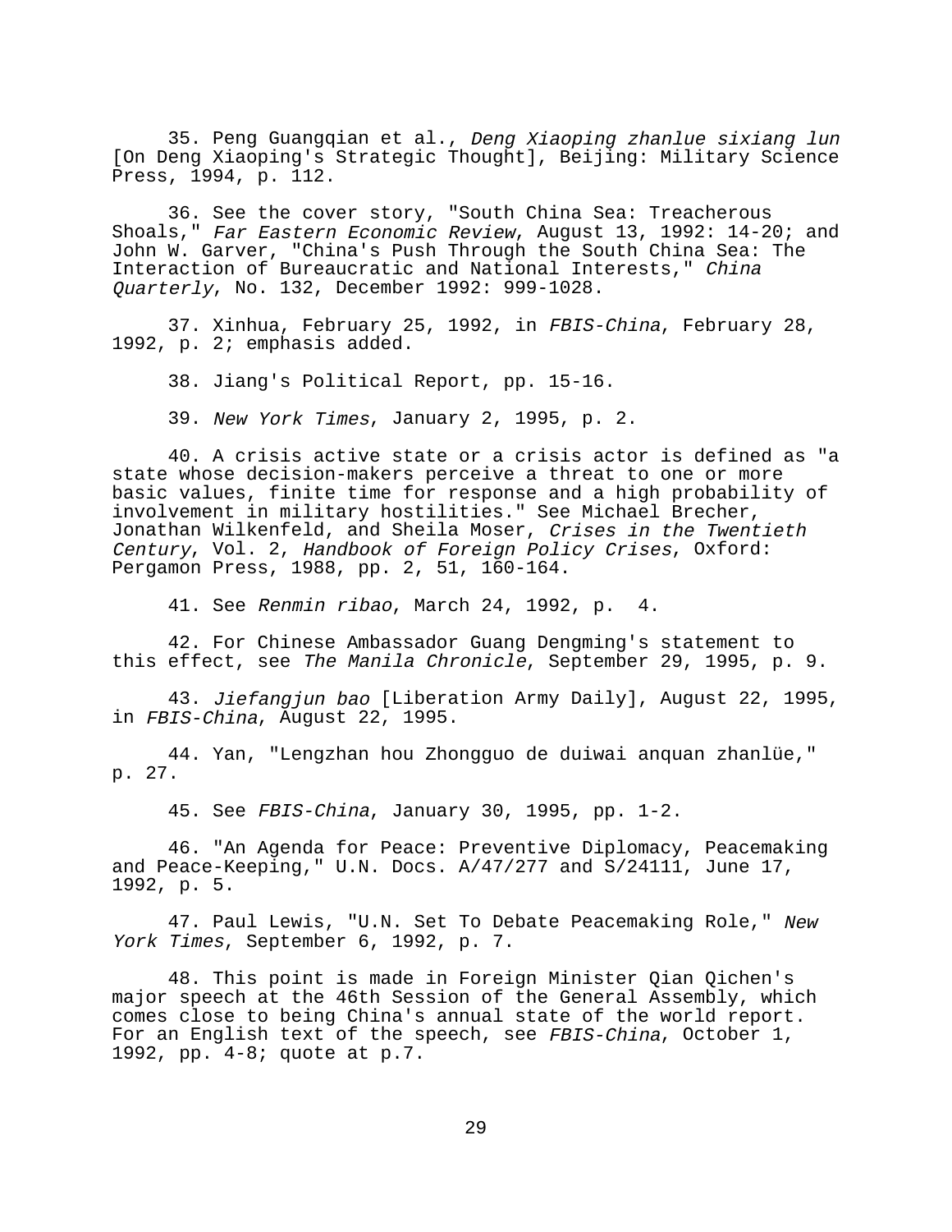35. Peng Guangqian et al., *Deng Xiaoping zhanlue sixiang lun* [On Deng Xiaoping's Strategic Thought], Beijing: Military Science Press, 1994, p. 112.

36. See the cover story, "South China Sea: Treacherous Shoals," *Far Eastern Economic Review*, August 13, 1992: 14-20; and John W. Garver, "China's Push Through the South China Sea: The Interaction of Bureaucratic and National Interests," *China Quarterly*, No. 132, December 1992: 999-1028.

37. Xinhua, February 25, 1992, in *FBIS-China*, February 28, 1992, p. 2; emphasis added.

38. Jiang's Political Report, pp. 15-16.

39. *New York Times*, January 2, 1995, p. 2.

40. A crisis active state or a crisis actor is defined as "a state whose decision-makers perceive a threat to one or more basic values, finite time for response and a high probability of involvement in military hostilities." See Michael Brecher, Jonathan Wilkenfeld, and Sheila Moser, *Crises in the Twentieth Century*, Vol. 2, *Handbook of Foreign Policy Crises*, Oxford: Pergamon Press, 1988, pp. 2, 51, 160-164.

41. See *Renmin ribao*, March 24, 1992, p. 4.

42. For Chinese Ambassador Guang Dengming's statement to this effect, see *The Manila Chronicle*, September 29, 1995, p. 9.

43. *Jiefangjun bao* [Liberation Army Daily], August 22, 1995, in *FBIS-China*, August 22, 1995.

44. Yan, "Lengzhan hou Zhongguo de duiwai anquan zhanlüe," p. 27.

45. See *FBIS-China*, January 30, 1995, pp. 1-2.

46. "An Agenda for Peace: Preventive Diplomacy, Peacemaking and Peace-Keeping," U.N. Docs. A/47/277 and S/24111, June 17, 1992, p. 5.

47. Paul Lewis, "U.N. Set To Debate Peacemaking Role," *New York Times*, September 6, 1992, p. 7.

48. This point is made in Foreign Minister Qian Qichen's major speech at the 46th Session of the General Assembly, which comes close to being China's annual state of the world report. For an English text of the speech, see *FBIS-China*, October 1, 1992, pp. 4-8; quote at p.7.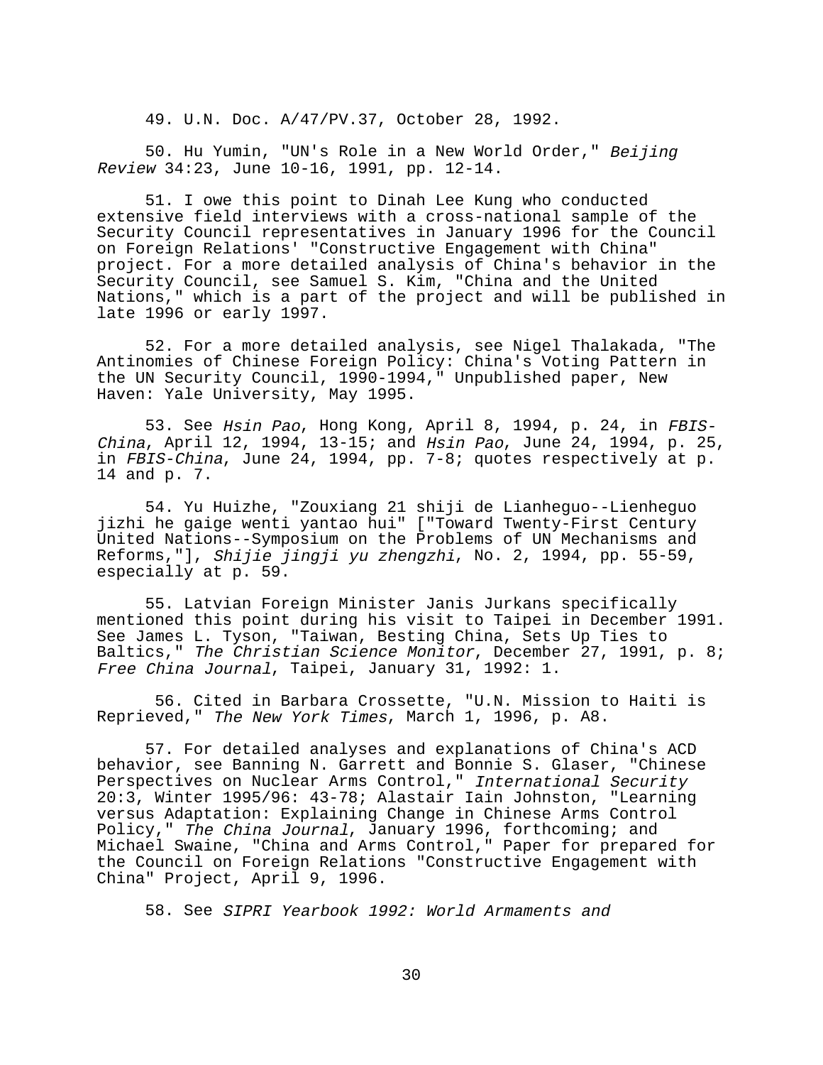49. U.N. Doc. A/47/PV.37, October 28, 1992.

50. Hu Yumin, "UN's Role in a New World Order," *Beijing Review* 34:23, June 10-16, 1991, pp. 12-14.

51. I owe this point to Dinah Lee Kung who conducted extensive field interviews with a cross-national sample of the Security Council representatives in January 1996 for the Council on Foreign Relations' "Constructive Engagement with China" project. For a more detailed analysis of China's behavior in the Security Council, see Samuel S. Kim, "China and the United Nations," which is a part of the project and will be published in late 1996 or early 1997.

52. For a more detailed analysis, see Nigel Thalakada, "The Antinomies of Chinese Foreign Policy: China's Voting Pattern in the UN Security Council, 1990-1994," Unpublished paper, New Haven: Yale University, May 1995.

53. See *Hsin Pao*, Hong Kong, April 8, 1994, p. 24, in *FBIS-China*, April 12, 1994, 13-15; and *Hsin Pao*, June 24, 1994, p. 25, in *FBIS-China*, June 24, 1994, pp. 7-8; quotes respectively at p. 14 and p. 7.

54. Yu Huizhe, "Zouxiang 21 shiji de Lianheguo--Lienheguo jizhi he gaige wenti yantao hui" ["Toward Twenty-First Century United Nations--Symposium on the Problems of UN Mechanisms and Reforms,"], *Shijie jingji yu zhengzhi*, No. 2, 1994, pp. 55-59, especially at p. 59.

55. Latvian Foreign Minister Janis Jurkans specifically mentioned this point during his visit to Taipei in December 1991. See James L. Tyson, "Taiwan, Besting China, Sets Up Ties to Baltics," *The Christian Science Monitor*, December 27, 1991, p. 8; *Free China Journal*, Taipei, January 31, 1992: 1.

56. Cited in Barbara Crossette, "U.N. Mission to Haiti is Reprieved," *The New York Times*, March 1, 1996, p. A8.

57. For detailed analyses and explanations of China's ACD behavior, see Banning N. Garrett and Bonnie S. Glaser, "Chinese Perspectives on Nuclear Arms Control," *International Security* 20:3, Winter 1995/96: 43-78; Alastair Iain Johnston, "Learning versus Adaptation: Explaining Change in Chinese Arms Control Policy," *The China Journal*, January 1996, forthcoming; and Michael Swaine, "China and Arms Control," Paper for prepared for the Council on Foreign Relations "Constructive Engagement with China" Project, April 9, 1996.

58. See *SIPRI Yearbook 1992: World Armaments and*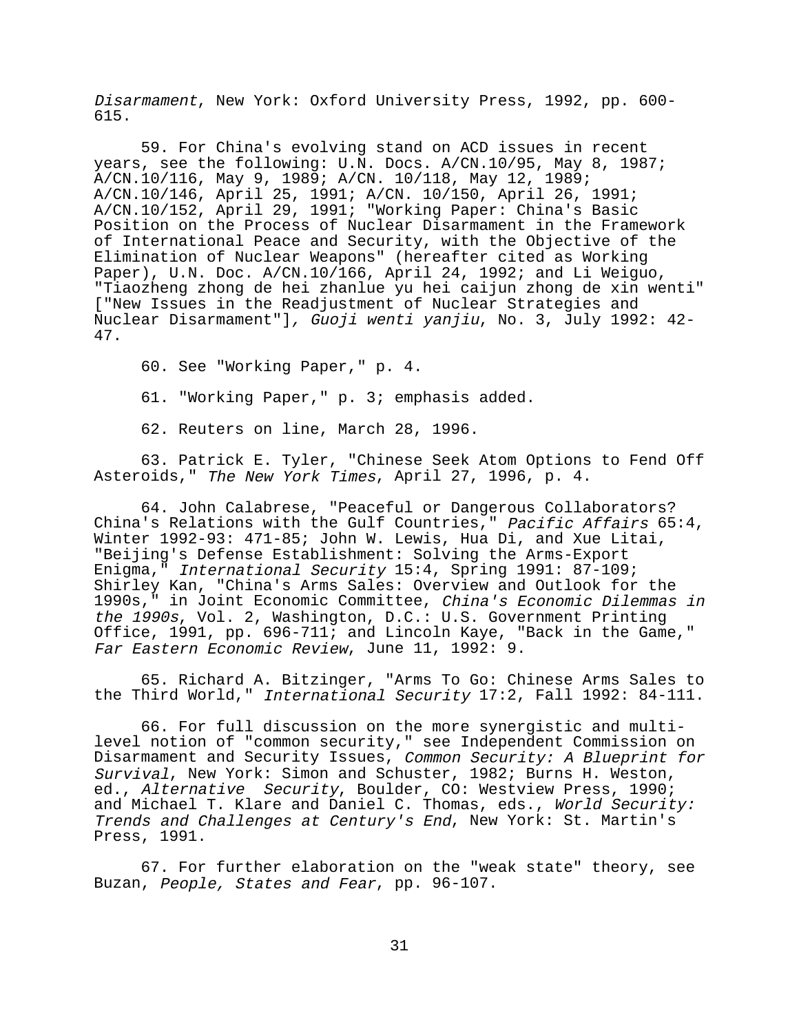*Disarmament*, New York: Oxford University Press, 1992, pp. 600-615.

59. For China's evolving stand on ACD issues in recent years, see the following: U.N. Docs. A/CN.10/95, May 8, 1987; A/CN.10/116, May 9, 1989; A/CN. 10/118, May 12, 1989; A/CN.10/146, April 25, 1991; A/CN. 10/150, April 26, 1991; A/CN.10/152, April 29, 1991; "Working Paper: China's Basic Position on the Process of Nuclear Disarmament in the Framework of International Peace and Security, with the Objective of the Elimination of Nuclear Weapons" (hereafter cited as Working Paper), U.N. Doc. A/CN.10/166, April 24, 1992; and Li Weiguo, "Tiaozheng zhong de hei zhanlue yu hei caijun zhong de xin wenti" ["New Issues in the Readjustment of Nuclear Strategies and Nuclear Disarmament"], *Guoji wenti yanjiu*, No. 3, July 1992: 42-47.

60. See "Working Paper," p. 4.

61. "Working Paper," p. 3; emphasis added.

62. Reuters on line, March 28, 1996.

63. Patrick E. Tyler, "Chinese Seek Atom Options to Fend Off Asteroids," *The New York Times*, April 27, 1996, p. 4.

64. John Calabrese, "Peaceful or Dangerous Collaborators? China's Relations with the Gulf Countries," *Pacific Affairs* 65:4, Winter 1992-93: 471-85; John W. Lewis, Hua Di, and Xue Litai, "Beijing's Defense Establishment: Solving the Arms-Export Enigma," *International Security* 15:4, Spring 1991: 87-109; Shirley Kan, "China's Arms Sales: Overview and Outlook for the 1990s," in Joint Economic Committee, *China's Economic Dilemmas in the 1990s*, Vol. 2, Washington, D.C.: U.S. Government Printing Office, 1991, pp. 696-711; and Lincoln Kaye, "Back in the Game," *Far Eastern Economic Review*, June 11, 1992: 9.

65. Richard A. Bitzinger, "Arms To Go: Chinese Arms Sales to the Third World," *International Security* 17:2, Fall 1992: 84-111.

66. For full discussion on the more synergistic and multi-level notion of "common security," see Independent Commission on Disarmament and Security Issues, *Common Security: A Blueprint for Survival*, New York: Simon and Schuster, 1982; Burns H. Weston, ed., *Alternative Security*, Boulder, CO: Westview Press, 1990; and Michael T. Klare and Daniel C. Thomas, eds., *World Security: Trends and Challenges at Century's End*, New York: St. Martin's Press, 1991.

67. For further elaboration on the "weak state" theory, see Buzan, *People, States and Fear*, pp. 96-107.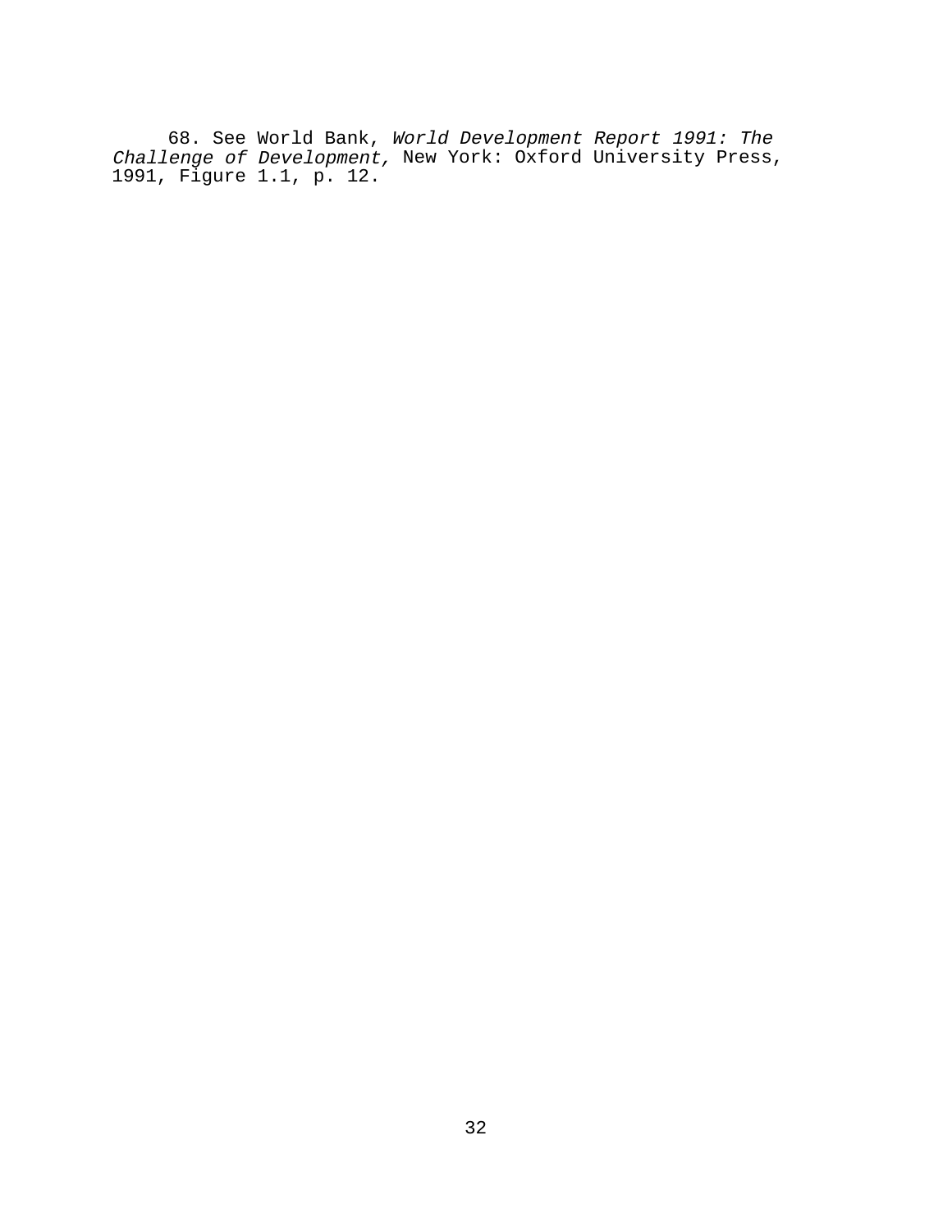68. See World Bank, *World Development Report 1991: The Challenge of Development,* New York: Oxford University Press, 1991, Figure 1.1, p. 12.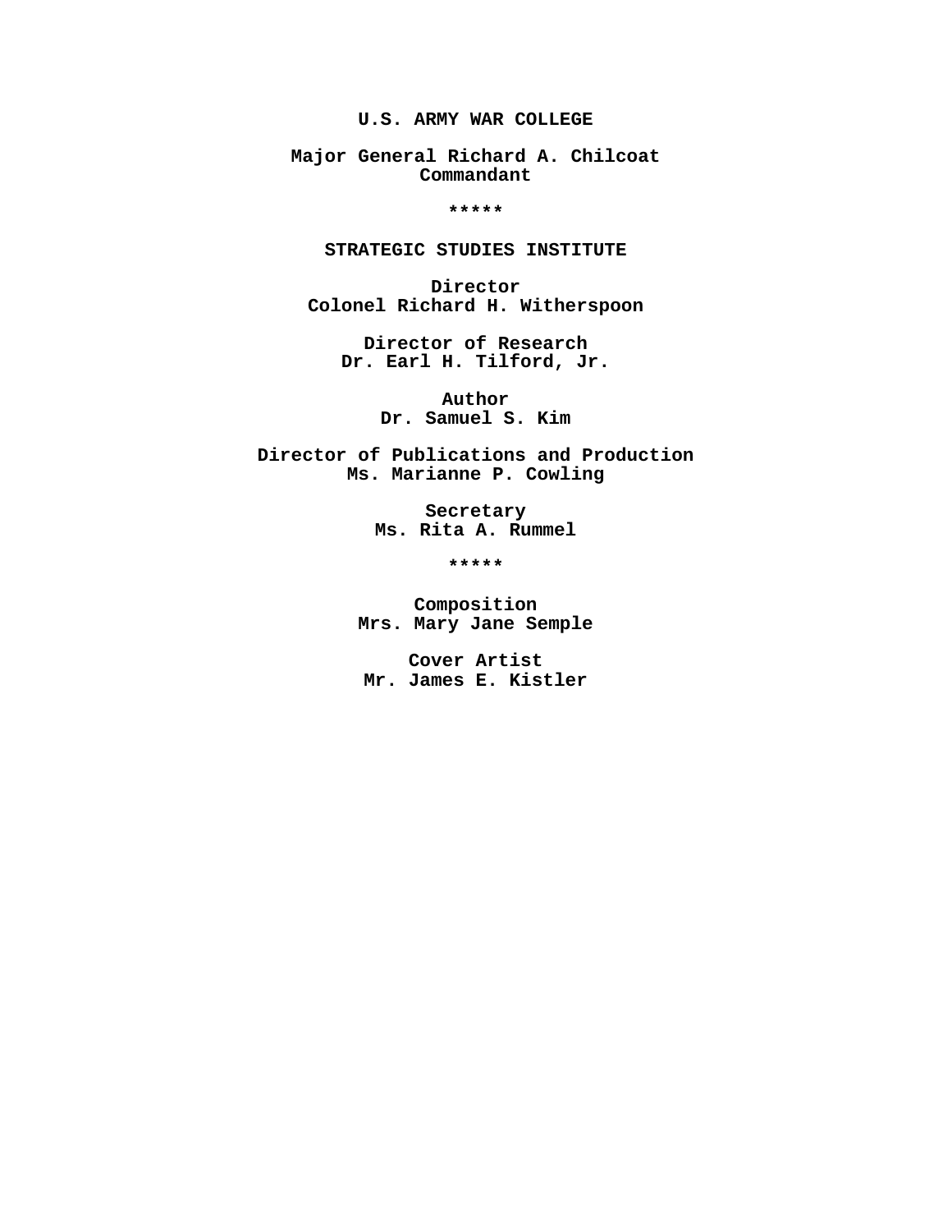**U.S. ARMY WAR COLLEGE**

**Major General Richard A. Chilcoat**
**Commandant**

*****

**STRATEGIC STUDIES INSTITUTE**

**Director**
**Colonel Richard H. Witherspoon**

**Director of Research**
**Dr. Earl H. Tilford, Jr.**

**Author**
**Dr. Samuel S. Kim**

**Director of Publications and Production**
**Ms. Marianne P. Cowling**

**Secretary**
**Ms. Rita A. Rummel**

*****

**Composition**
**Mrs. Mary Jane Semple**

**Cover Artist**
**Mr. James E. Kistler**